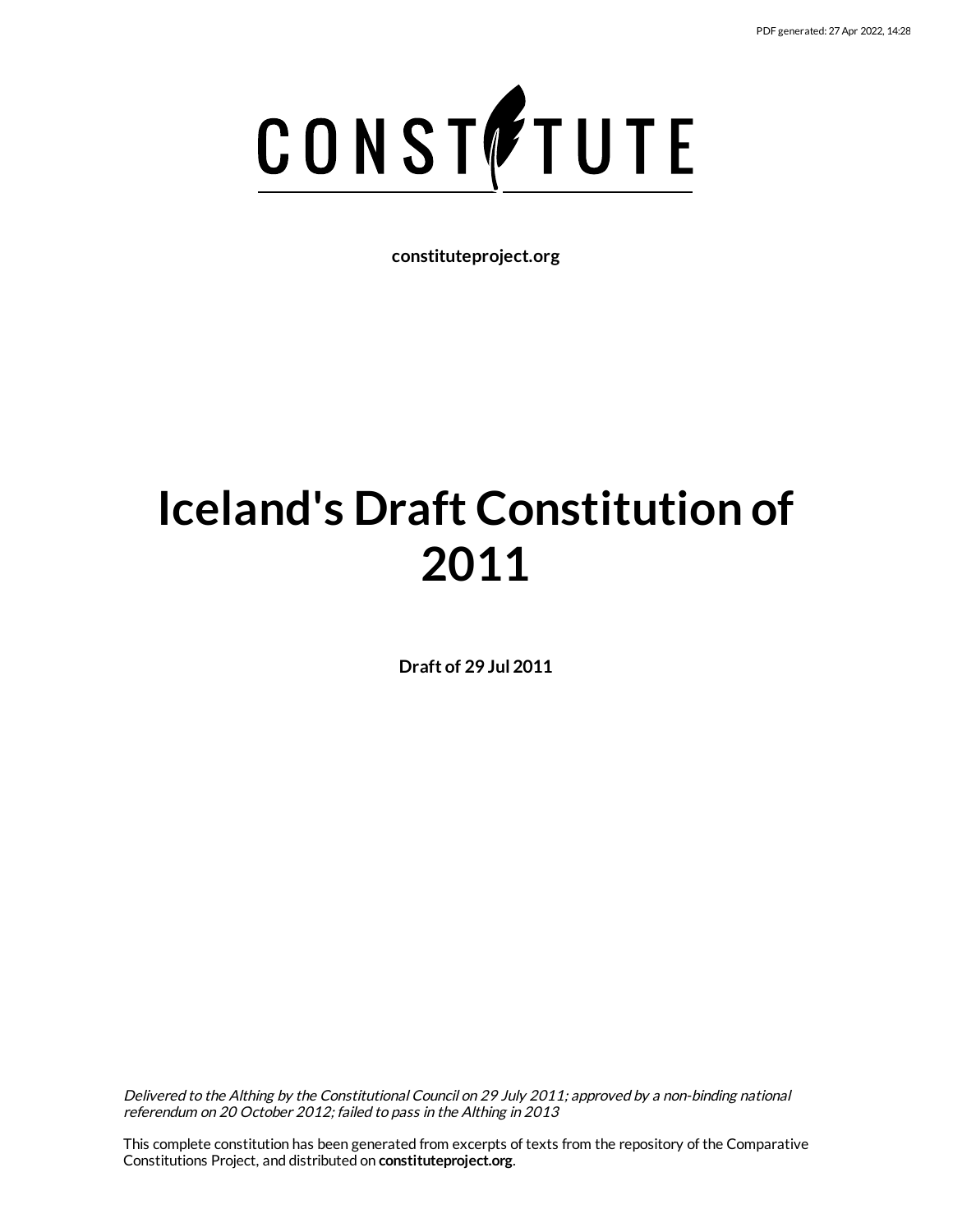PDF generated: 27 Apr 2022, 14:28

CONSTITUTE

**constituteproject.org**

# Iceland's Draft Constitution of 2011

**Draft of 29 Jul 2011**

*Delivered to the Althing by the Constitutional Council on 29 July 2011; approved by a non-binding national referendum on 20 October 2012; failed to pass in the Althing in 2013*

This complete constitution has been generated from excerpts of texts from the repository of the Comparative Constitutions Project, and distributed on **constituteproject.org**.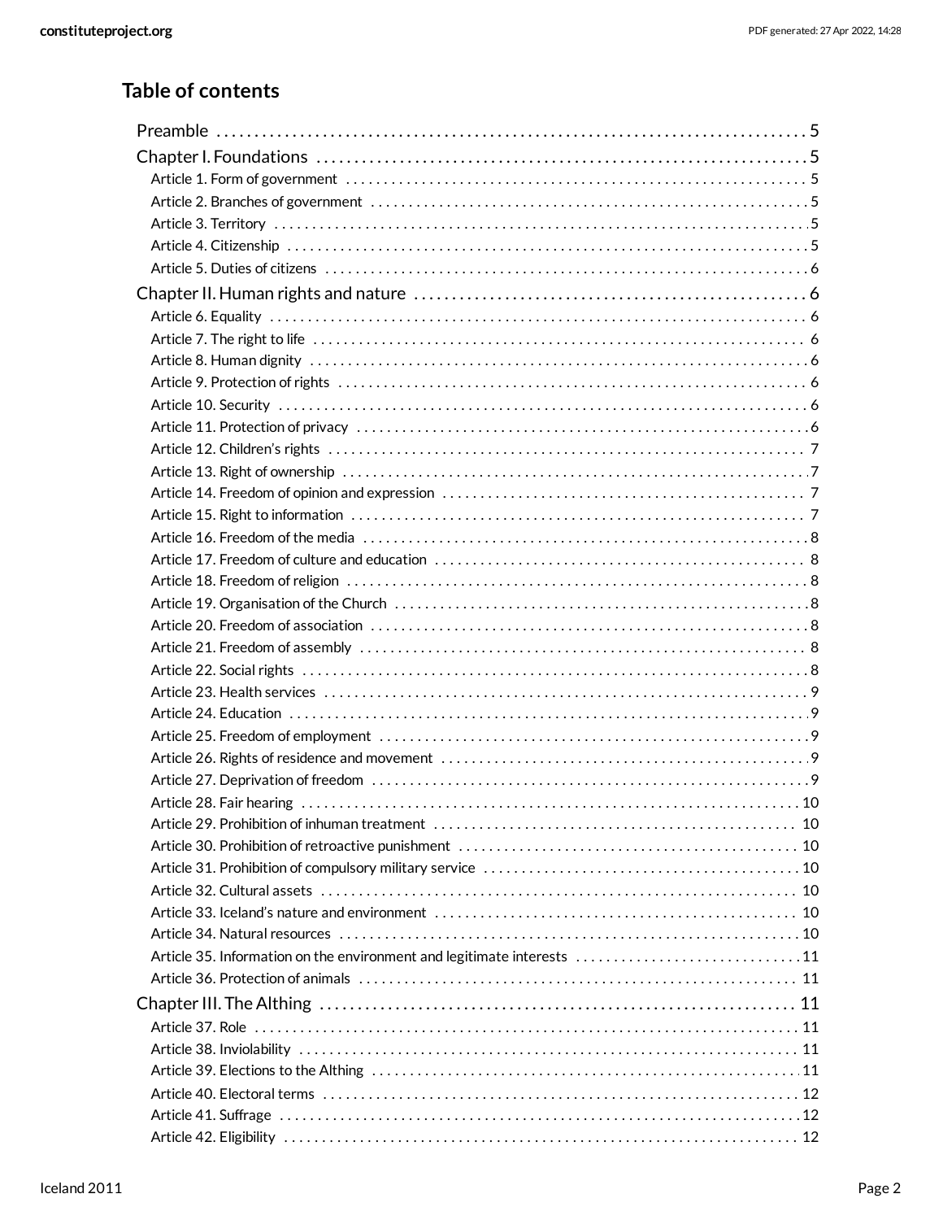## Table of contents

- Preamble ... 5
- Chapter I. Foundations ... 5
  - Article 1. Form of government ... 5
  - Article 2. Branches of government ... 5
  - Article 3. Territory ... 5
  - Article 4. Citizenship ... 5
  - Article 5. Duties of citizens ... 6
- Chapter II. Human rights and nature ... 6
  - Article 6. Equality ... 6
  - Article 7. The right to life ... 6
  - Article 8. Human dignity ... 6
  - Article 9. Protection of rights ... 6
  - Article 10. Security ... 6
  - Article 11. Protection of privacy ... 6
  - Article 12. Children's rights ... 7
  - Article 13. Right of ownership ... 7
  - Article 14. Freedom of opinion and expression ... 7
  - Article 15. Right to information ... 7
  - Article 16. Freedom of the media ... 8
  - Article 17. Freedom of culture and education ... 8
  - Article 18. Freedom of religion ... 8
  - Article 19. Organisation of the Church ... 8
  - Article 20. Freedom of association ... 8
  - Article 21. Freedom of assembly ... 8
  - Article 22. Social rights ... 8
  - Article 23. Health services ... 9
  - Article 24. Education ... 9
  - Article 25. Freedom of employment ... 9
  - Article 26. Rights of residence and movement ... 9
  - Article 27. Deprivation of freedom ... 9
  - Article 28. Fair hearing ... 10
  - Article 29. Prohibition of inhuman treatment ... 10
  - Article 30. Prohibition of retroactive punishment ... 10
  - Article 31. Prohibition of compulsory military service ... 10
  - Article 32. Cultural assets ... 10
  - Article 33. Iceland's nature and environment ... 10
  - Article 34. Natural resources ... 10
  - Article 35. Information on the environment and legitimate interests ... 11
  - Article 36. Protection of animals ... 11
- Chapter III. The Althing ... 11
  - Article 37. Role ... 11
  - Article 38. Inviolability ... 11
  - Article 39. Elections to the Althing ... 11
  - Article 40. Electoral terms ... 12
  - Article 41. Suffrage ... 12
  - Article 42. Eligibility ... 12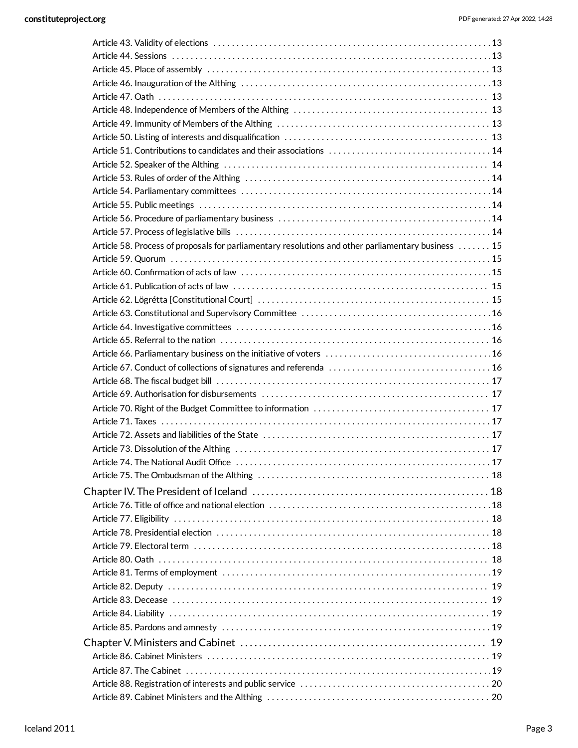Article 43. Validity of elections 13
Article 44. Sessions 13
Article 45. Place of assembly 13
Article 46. Inauguration of the Althing 13
Article 47. Oath 13
Article 48. Independence of Members of the Althing 13
Article 49. Immunity of Members of the Althing 13
Article 50. Listing of interests and disqualification 13
Article 51. Contributions to candidates and their associations 14
Article 52. Speaker of the Althing 14
Article 53. Rules of order of the Althing 14
Article 54. Parliamentary committees 14
Article 55. Public meetings 14
Article 56. Procedure of parliamentary business 14
Article 57. Process of legislative bills 14
Article 58. Process of proposals for parliamentary resolutions and other parliamentary business 15
Article 59. Quorum 15
Article 60. Confirmation of acts of law 15
Article 61. Publication of acts of law 15
Article 62. Lögrétta [Constitutional Court] 15
Article 63. Constitutional and Supervisory Committee 16
Article 64. Investigative committees 16
Article 65. Referral to the nation 16
Article 66. Parliamentary business on the initiative of voters 16
Article 67. Conduct of collections of signatures and referenda 16
Article 68. The fiscal budget bill 17
Article 69. Authorisation for disbursements 17
Article 70. Right of the Budget Committee to information 17
Article 71. Taxes 17
Article 72. Assets and liabilities of the State 17
Article 73. Dissolution of the Althing 17
Article 74. The National Audit Office 17
Article 75. The Ombudsman of the Althing 18

Chapter IV. The President of Iceland 18
Article 76. Title of office and national election 18
Article 77. Eligibility 18
Article 78. Presidential election 18
Article 79. Electoral term 18
Article 80. Oath 18
Article 81. Terms of employment 19
Article 82. Deputy 19
Article 83. Decease 19
Article 84. Liability 19
Article 85. Pardons and amnesty 19

Chapter V. Ministers and Cabinet 19
Article 86. Cabinet Ministers 19
Article 87. The Cabinet 19
Article 88. Registration of interests and public service 20
Article 89. Cabinet Ministers and the Althing 20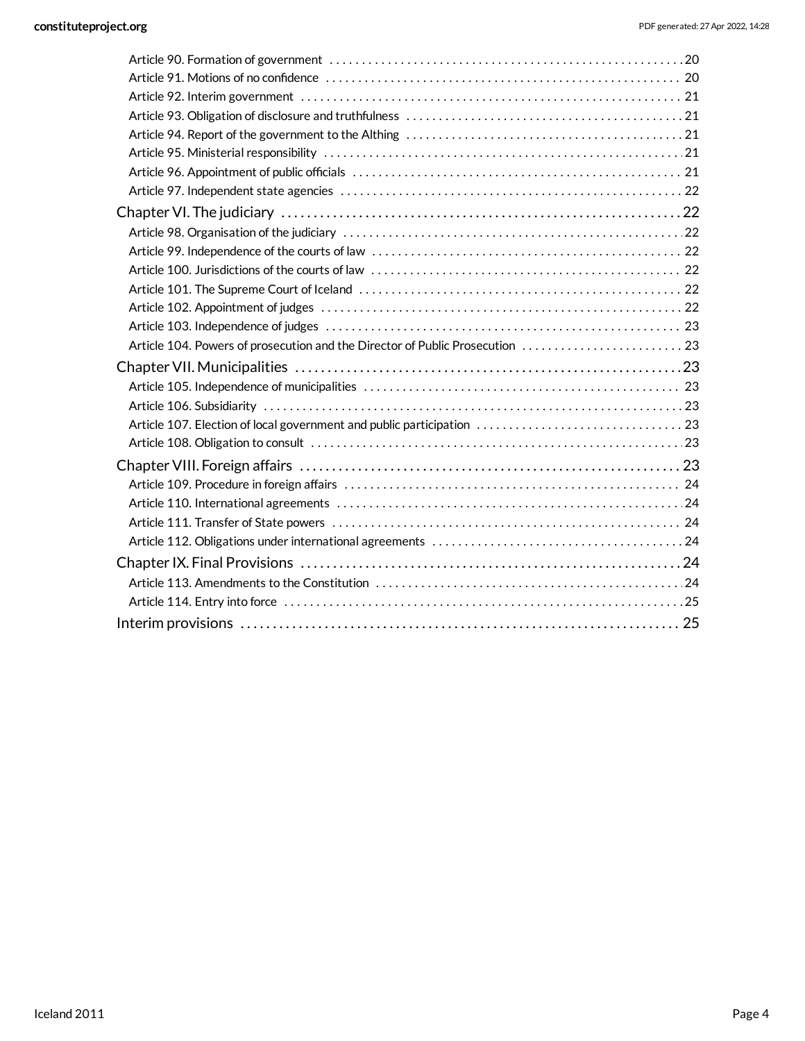Article 90. Formation of government . . . . . . . . . . . . . . . . . . . . . . . . . . . . . . . . . . . . . . . . . . . . . . . . . . . . . . . 20
Article 91. Motions of no confidence . . . . . . . . . . . . . . . . . . . . . . . . . . . . . . . . . . . . . . . . . . . . . . . . . . . . . . . 20
Article 92. Interim government . . . . . . . . . . . . . . . . . . . . . . . . . . . . . . . . . . . . . . . . . . . . . . . . . . . . . . . . . . . 21
Article 93. Obligation of disclosure and truthfulness . . . . . . . . . . . . . . . . . . . . . . . . . . . . . . . . . . . . . . . . . . . 21
Article 94. Report of the government to the Althing . . . . . . . . . . . . . . . . . . . . . . . . . . . . . . . . . . . . . . . . . . . 21
Article 95. Ministerial responsibility . . . . . . . . . . . . . . . . . . . . . . . . . . . . . . . . . . . . . . . . . . . . . . . . . . . . . . . . 21
Article 96. Appointment of public officials . . . . . . . . . . . . . . . . . . . . . . . . . . . . . . . . . . . . . . . . . . . . . . . . . . . 21
Article 97. Independent state agencies . . . . . . . . . . . . . . . . . . . . . . . . . . . . . . . . . . . . . . . . . . . . . . . . . . . . . 22

Chapter VI. The judiciary . . . . . . . . . . . . . . . . . . . . . . . . . . . . . . . . . . . . . . . . . . . . . . . . . . . . . . . . . . . . 22
Article 98. Organisation of the judiciary . . . . . . . . . . . . . . . . . . . . . . . . . . . . . . . . . . . . . . . . . . . . . . . . . . . . . 22
Article 99. Independence of the courts of law . . . . . . . . . . . . . . . . . . . . . . . . . . . . . . . . . . . . . . . . . . . . . . . . 22
Article 100. Jurisdictions of the courts of law . . . . . . . . . . . . . . . . . . . . . . . . . . . . . . . . . . . . . . . . . . . . . . . . 22
Article 101. The Supreme Court of Iceland . . . . . . . . . . . . . . . . . . . . . . . . . . . . . . . . . . . . . . . . . . . . . . . . . . 22
Article 102. Appointment of judges . . . . . . . . . . . . . . . . . . . . . . . . . . . . . . . . . . . . . . . . . . . . . . . . . . . . . . . . 22
Article 103. Independence of judges . . . . . . . . . . . . . . . . . . . . . . . . . . . . . . . . . . . . . . . . . . . . . . . . . . . . . . . 23
Article 104. Powers of prosecution and the Director of Public Prosecution . . . . . . . . . . . . . . . . . . . . . . . . . 23

Chapter VII. Municipalities . . . . . . . . . . . . . . . . . . . . . . . . . . . . . . . . . . . . . . . . . . . . . . . . . . . . . . . . . . . 23
Article 105. Independence of municipalities . . . . . . . . . . . . . . . . . . . . . . . . . . . . . . . . . . . . . . . . . . . . . . . . . 23
Article 106. Subsidiarity . . . . . . . . . . . . . . . . . . . . . . . . . . . . . . . . . . . . . . . . . . . . . . . . . . . . . . . . . . . . . . . . . 23
Article 107. Election of local government and public participation . . . . . . . . . . . . . . . . . . . . . . . . . . . . . . . . 23
Article 108. Obligation to consult . . . . . . . . . . . . . . . . . . . . . . . . . . . . . . . . . . . . . . . . . . . . . . . . . . . . . . . . . . 23

Chapter VIII. Foreign affairs . . . . . . . . . . . . . . . . . . . . . . . . . . . . . . . . . . . . . . . . . . . . . . . . . . . . . . . . . . 23
Article 109. Procedure in foreign affairs . . . . . . . . . . . . . . . . . . . . . . . . . . . . . . . . . . . . . . . . . . . . . . . . . . . . 24
Article 110. International agreements . . . . . . . . . . . . . . . . . . . . . . . . . . . . . . . . . . . . . . . . . . . . . . . . . . . . . . 24
Article 111. Transfer of State powers . . . . . . . . . . . . . . . . . . . . . . . . . . . . . . . . . . . . . . . . . . . . . . . . . . . . . . . 24
Article 112. Obligations under international agreements . . . . . . . . . . . . . . . . . . . . . . . . . . . . . . . . . . . . . . . 24

Chapter IX. Final Provisions . . . . . . . . . . . . . . . . . . . . . . . . . . . . . . . . . . . . . . . . . . . . . . . . . . . . . . . . . . 24
Article 113. Amendments to the Constitution . . . . . . . . . . . . . . . . . . . . . . . . . . . . . . . . . . . . . . . . . . . . . . . . 24
Article 114. Entry into force . . . . . . . . . . . . . . . . . . . . . . . . . . . . . . . . . . . . . . . . . . . . . . . . . . . . . . . . . . . . . . 25

Interim provisions . . . . . . . . . . . . . . . . . . . . . . . . . . . . . . . . . . . . . . . . . . . . . . . . . . . . . . . . . . . . . . . . . . 25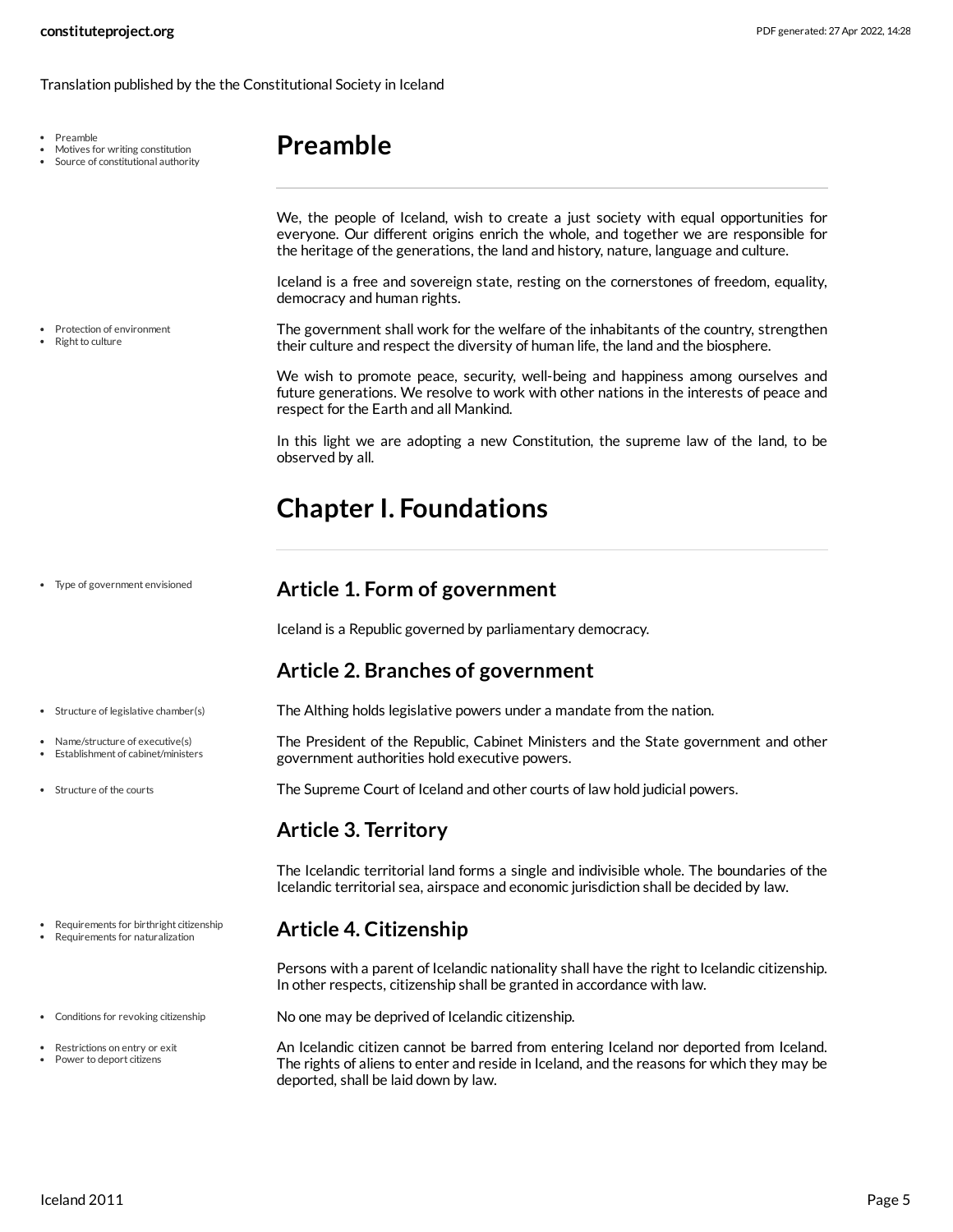Translation published by the the Constitutional Society in Iceland

- Preamble
- Motives for writing constitution
- Source of constitutional authority

# Preamble

We, the people of Iceland, wish to create a just society with equal opportunities for everyone. Our different origins enrich the whole, and together we are responsible for the heritage of the generations, the land and history, nature, language and culture.

Iceland is a free and sovereign state, resting on the cornerstones of freedom, equality, democracy and human rights.

- Protection of environment
- Right to culture

The government shall work for the welfare of the inhabitants of the country, strengthen their culture and respect the diversity of human life, the land and the biosphere.

We wish to promote peace, security, well-being and happiness among ourselves and future generations. We resolve to work with other nations in the interests of peace and respect for the Earth and all Mankind.

In this light we are adopting a new Constitution, the supreme law of the land, to be observed by all.

# Chapter I. Foundations

- Type of government envisioned

## Article 1. Form of government

Iceland is a Republic governed by parliamentary democracy.

## Article 2. Branches of government

- Structure of legislative chamber(s)

The Althing holds legislative powers under a mandate from the nation.

- Name/structure of executive(s)
- Establishment of cabinet/ministers

The President of the Republic, Cabinet Ministers and the State government and other government authorities hold executive powers.

- Structure of the courts

The Supreme Court of Iceland and other courts of law hold judicial powers.

## Article 3. Territory

The Icelandic territorial land forms a single and indivisible whole. The boundaries of the Icelandic territorial sea, airspace and economic jurisdiction shall be decided by law.

- Requirements for birthright citizenship
- Requirements for naturalization

## Article 4. Citizenship

Persons with a parent of Icelandic nationality shall have the right to Icelandic citizenship. In other respects, citizenship shall be granted in accordance with law.

- Conditions for revoking citizenship

No one may be deprived of Icelandic citizenship.

- Restrictions on entry or exit
- Power to deport citizens

An Icelandic citizen cannot be barred from entering Iceland nor deported from Iceland. The rights of aliens to enter and reside in Iceland, and the reasons for which they may be deported, shall be laid down by law.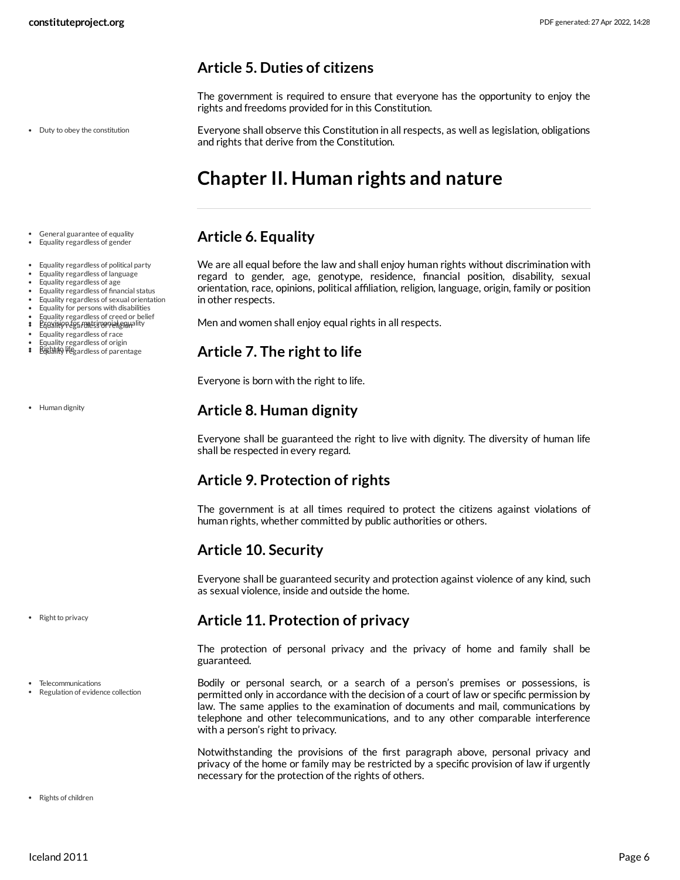## Article 5. Duties of citizens

The government is required to ensure that everyone has the opportunity to enjoy the rights and freedoms provided for in this Constitution.

Everyone shall observe this Constitution in all respects, as well as legislation, obligations and rights that derive from the Constitution.

# Chapter II. Human rights and nature

## Article 6. Equality

We are all equal before the law and shall enjoy human rights without discrimination with regard to gender, age, genotype, residence, financial position, disability, sexual orientation, race, opinions, political affiliation, religion, language, origin, family or position in other respects.

Men and women shall enjoy equal rights in all respects.

## Article 7. The right to life

Everyone is born with the right to life.

## Article 8. Human dignity

Everyone shall be guaranteed the right to live with dignity. The diversity of human life shall be respected in every regard.

## Article 9. Protection of rights

The government is at all times required to protect the citizens against violations of human rights, whether committed by public authorities or others.

## Article 10. Security

Everyone shall be guaranteed security and protection against violence of any kind, such as sexual violence, inside and outside the home.

## Article 11. Protection of privacy

The protection of personal privacy and the privacy of home and family shall be guaranteed.

Bodily or personal search, or a search of a person's premises or possessions, is permitted only in accordance with the decision of a court of law or specific permission by law. The same applies to the examination of documents and mail, communications by telephone and other telecommunications, and to any other comparable interference with a person's right to privacy.

Notwithstanding the provisions of the first paragraph above, personal privacy and privacy of the home or family may be restricted by a specific provision of law if urgently necessary for the protection of the rights of others.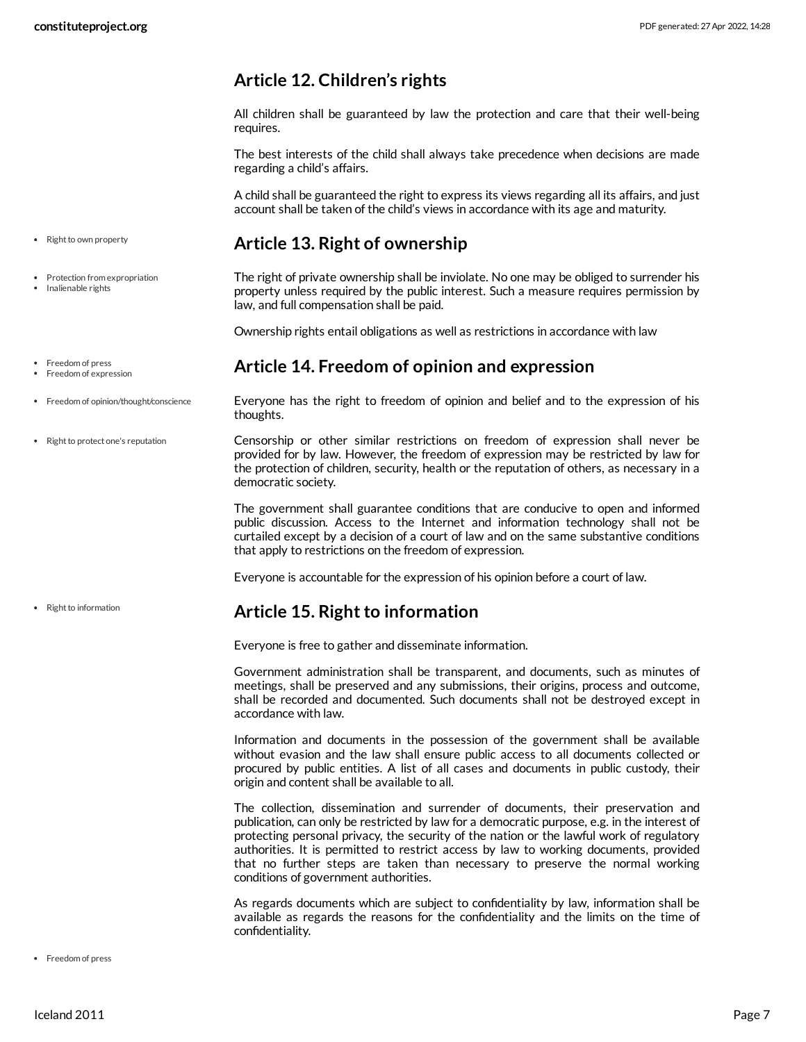## Article 12. Children's rights

All children shall be guaranteed by law the protection and care that their well-being requires.

The best interests of the child shall always take precedence when decisions are made regarding a child's affairs.

A child shall be guaranteed the right to express its views regarding all its affairs, and just account shall be taken of the child's views in accordance with its age and maturity.

- Right to own property

## Article 13. Right of ownership

- Protection from expropriation
- Inalienable rights

The right of private ownership shall be inviolate. No one may be obliged to surrender his property unless required by the public interest. Such a measure requires permission by law, and full compensation shall be paid.

Ownership rights entail obligations as well as restrictions in accordance with law

- Freedom of press
- Freedom of expression

## Article 14. Freedom of opinion and expression

- Freedom of opinion/thought/conscience

Everyone has the right to freedom of opinion and belief and to the expression of his thoughts.

- Right to protect one's reputation

Censorship or other similar restrictions on freedom of expression shall never be provided for by law. However, the freedom of expression may be restricted by law for the protection of children, security, health or the reputation of others, as necessary in a democratic society.

The government shall guarantee conditions that are conducive to open and informed public discussion. Access to the Internet and information technology shall not be curtailed except by a decision of a court of law and on the same substantive conditions that apply to restrictions on the freedom of expression.

Everyone is accountable for the expression of his opinion before a court of law.

- Right to information

## Article 15. Right to information

Everyone is free to gather and disseminate information.

Government administration shall be transparent, and documents, such as minutes of meetings, shall be preserved and any submissions, their origins, process and outcome, shall be recorded and documented. Such documents shall not be destroyed except in accordance with law.

Information and documents in the possession of the government shall be available without evasion and the law shall ensure public access to all documents collected or procured by public entities. A list of all cases and documents in public custody, their origin and content shall be available to all.

The collection, dissemination and surrender of documents, their preservation and publication, can only be restricted by law for a democratic purpose, e.g. in the interest of protecting personal privacy, the security of the nation or the lawful work of regulatory authorities. It is permitted to restrict access by law to working documents, provided that no further steps are taken than necessary to preserve the normal working conditions of government authorities.

As regards documents which are subject to confidentiality by law, information shall be available as regards the reasons for the confidentiality and the limits on the time of confidentiality.

- Freedom of press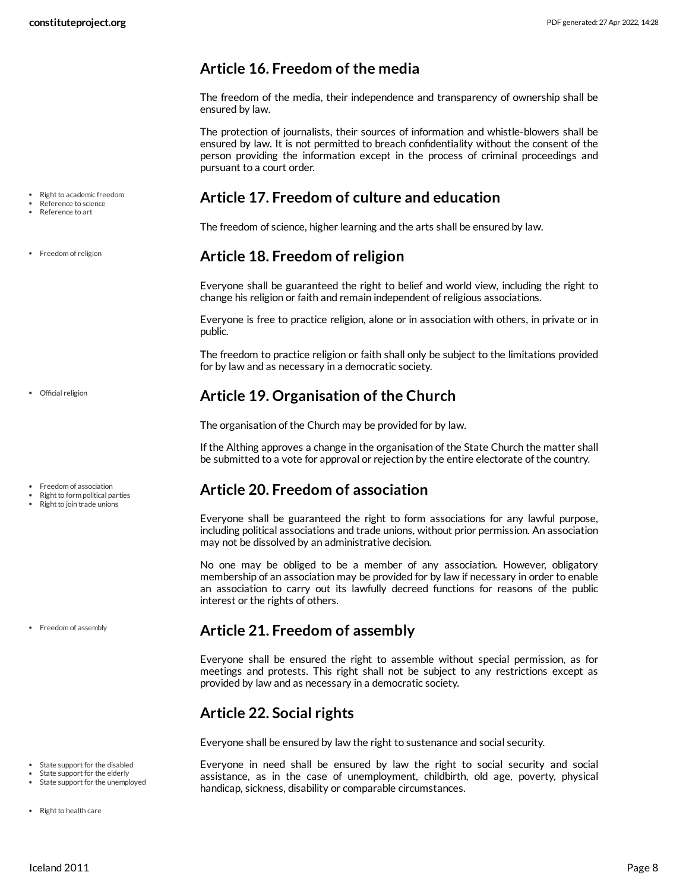## Article 16. Freedom of the media

The freedom of the media, their independence and transparency of ownership shall be ensured by law.

The protection of journalists, their sources of information and whistle-blowers shall be ensured by law. It is not permitted to breach confidentiality without the consent of the person providing the information except in the process of criminal proceedings and pursuant to a court order.

- Right to academic freedom
- Reference to science
- Reference to art

## Article 17. Freedom of culture and education

The freedom of science, higher learning and the arts shall be ensured by law.

- Freedom of religion

## Article 18. Freedom of religion

Everyone shall be guaranteed the right to belief and world view, including the right to change his religion or faith and remain independent of religious associations.

Everyone is free to practice religion, alone or in association with others, in private or in public.

The freedom to practice religion or faith shall only be subject to the limitations provided for by law and as necessary in a democratic society.

- Official religion

## Article 19. Organisation of the Church

The organisation of the Church may be provided for by law.

If the Althing approves a change in the organisation of the State Church the matter shall be submitted to a vote for approval or rejection by the entire electorate of the country.

- Freedom of association
- Right to form political parties
- Right to join trade unions

## Article 20. Freedom of association

Everyone shall be guaranteed the right to form associations for any lawful purpose, including political associations and trade unions, without prior permission. An association may not be dissolved by an administrative decision.

No one may be obliged to be a member of any association. However, obligatory membership of an association may be provided for by law if necessary in order to enable an association to carry out its lawfully decreed functions for reasons of the public interest or the rights of others.

- Freedom of assembly

## Article 21. Freedom of assembly

Everyone shall be ensured the right to assemble without special permission, as for meetings and protests. This right shall not be subject to any restrictions except as provided by law and as necessary in a democratic society.

## Article 22. Social rights

Everyone shall be ensured by law the right to sustenance and social security.

- State support for the disabled
- State support for the elderly
- State support for the unemployed

Everyone in need shall be ensured by law the right to social security and social assistance, as in the case of unemployment, childbirth, old age, poverty, physical handicap, sickness, disability or comparable circumstances.

- Right to health care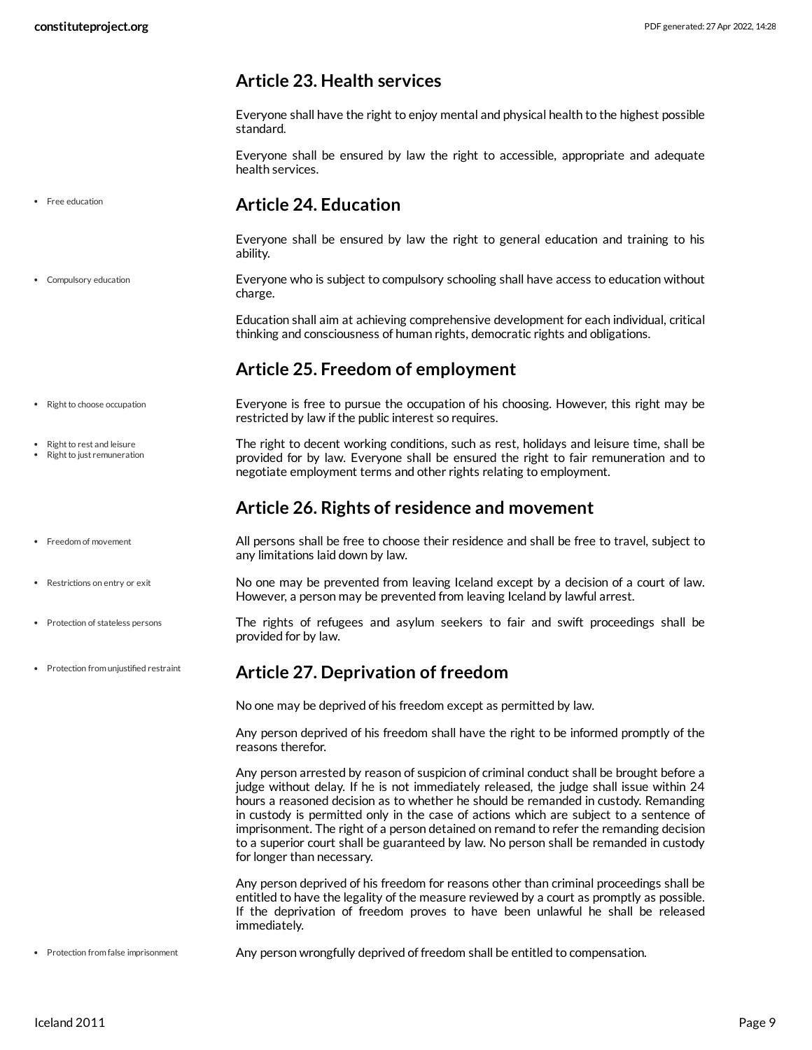## Article 23. Health services

Everyone shall have the right to enjoy mental and physical health to the highest possible standard.

Everyone shall be ensured by law the right to accessible, appropriate and adequate health services.

- Free education

## Article 24. Education

Everyone shall be ensured by law the right to general education and training to his ability.

- Compulsory education

Everyone who is subject to compulsory schooling shall have access to education without charge.

Education shall aim at achieving comprehensive development for each individual, critical thinking and consciousness of human rights, democratic rights and obligations.

## Article 25. Freedom of employment

- Right to choose occupation

Everyone is free to pursue the occupation of his choosing. However, this right may be restricted by law if the public interest so requires.

- Right to rest and leisure
- Right to just remuneration

The right to decent working conditions, such as rest, holidays and leisure time, shall be provided for by law. Everyone shall be ensured the right to fair remuneration and to negotiate employment terms and other rights relating to employment.

## Article 26. Rights of residence and movement

- Freedom of movement

All persons shall be free to choose their residence and shall be free to travel, subject to any limitations laid down by law.

- Restrictions on entry or exit

No one may be prevented from leaving Iceland except by a decision of a court of law. However, a person may be prevented from leaving Iceland by lawful arrest.

- Protection of stateless persons

The rights of refugees and asylum seekers to fair and swift proceedings shall be provided for by law.

- Protection from unjustified restraint

## Article 27. Deprivation of freedom

No one may be deprived of his freedom except as permitted by law.

Any person deprived of his freedom shall have the right to be informed promptly of the reasons therefor.

Any person arrested by reason of suspicion of criminal conduct shall be brought before a judge without delay. If he is not immediately released, the judge shall issue within 24 hours a reasoned decision as to whether he should be remanded in custody. Remanding in custody is permitted only in the case of actions which are subject to a sentence of imprisonment. The right of a person detained on remand to refer the remanding decision to a superior court shall be guaranteed by law. No person shall be remanded in custody for longer than necessary.

Any person deprived of his freedom for reasons other than criminal proceedings shall be entitled to have the legality of the measure reviewed by a court as promptly as possible. If the deprivation of freedom proves to have been unlawful he shall be released immediately.

- Protection from false imprisonment

Any person wrongfully deprived of freedom shall be entitled to compensation.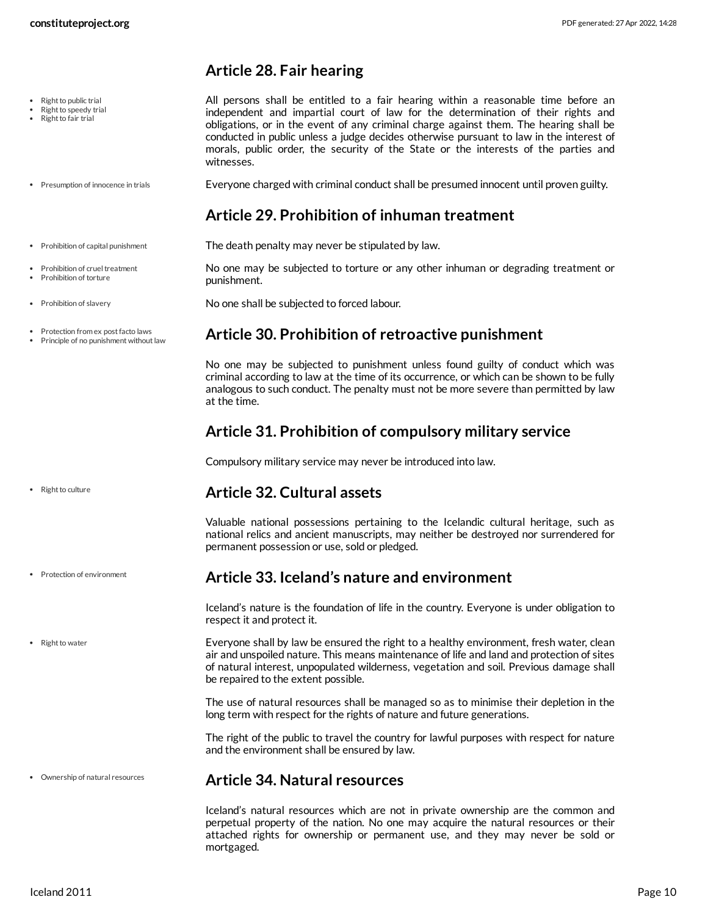## Article 28. Fair hearing

- Right to public trial
- Right to speedy trial
- Right to fair trial

All persons shall be entitled to a fair hearing within a reasonable time before an independent and impartial court of law for the determination of their rights and obligations, or in the event of any criminal charge against them. The hearing shall be conducted in public unless a judge decides otherwise pursuant to law in the interest of morals, public order, the security of the State or the interests of the parties and witnesses.

- Presumption of innocence in trials

Everyone charged with criminal conduct shall be presumed innocent until proven guilty.

## Article 29. Prohibition of inhuman treatment

- Prohibition of capital punishment

The death penalty may never be stipulated by law.

- Prohibition of cruel treatment
- Prohibition of torture

No one may be subjected to torture or any other inhuman or degrading treatment or punishment.

- Prohibition of slavery

No one shall be subjected to forced labour.

- Protection from ex post facto laws
- Principle of no punishment without law

## Article 30. Prohibition of retroactive punishment

No one may be subjected to punishment unless found guilty of conduct which was criminal according to law at the time of its occurrence, or which can be shown to be fully analogous to such conduct. The penalty must not be more severe than permitted by law at the time.

## Article 31. Prohibition of compulsory military service

Compulsory military service may never be introduced into law.

- Right to culture

## Article 32. Cultural assets

Valuable national possessions pertaining to the Icelandic cultural heritage, such as national relics and ancient manuscripts, may neither be destroyed nor surrendered for permanent possession or use, sold or pledged.

- Protection of environment

## Article 33. Iceland's nature and environment

Iceland's nature is the foundation of life in the country. Everyone is under obligation to respect it and protect it.

- Right to water

Everyone shall by law be ensured the right to a healthy environment, fresh water, clean air and unspoiled nature. This means maintenance of life and land and protection of sites of natural interest, unpopulated wilderness, vegetation and soil. Previous damage shall be repaired to the extent possible.

The use of natural resources shall be managed so as to minimise their depletion in the long term with respect for the rights of nature and future generations.

The right of the public to travel the country for lawful purposes with respect for nature and the environment shall be ensured by law.

- Ownership of natural resources

## Article 34. Natural resources

Iceland's natural resources which are not in private ownership are the common and perpetual property of the nation. No one may acquire the natural resources or their attached rights for ownership or permanent use, and they may never be sold or mortgaged.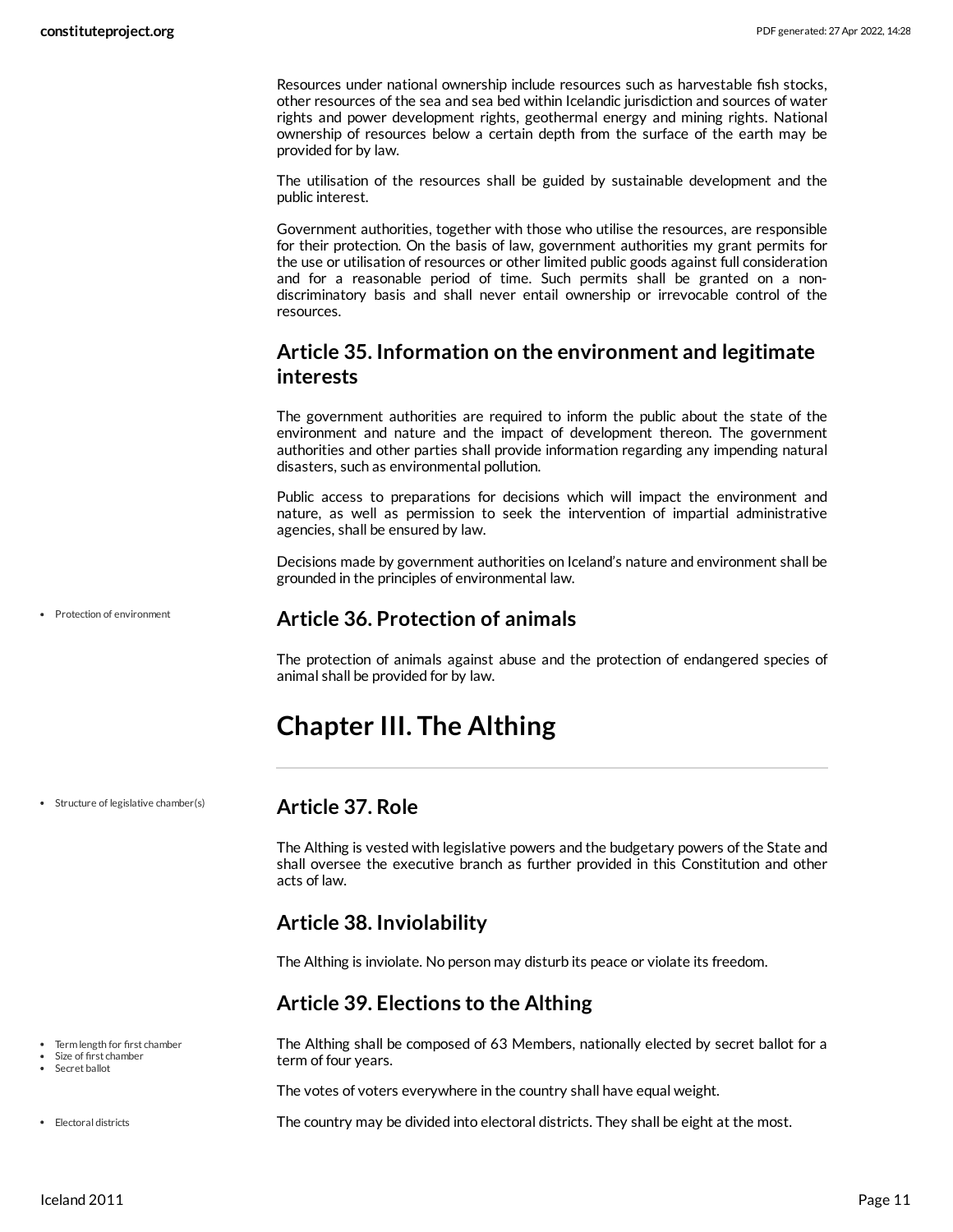Resources under national ownership include resources such as harvestable fish stocks, other resources of the sea and sea bed within Icelandic jurisdiction and sources of water rights and power development rights, geothermal energy and mining rights. National ownership of resources below a certain depth from the surface of the earth may be provided for by law.

The utilisation of the resources shall be guided by sustainable development and the public interest.

Government authorities, together with those who utilise the resources, are responsible for their protection. On the basis of law, government authorities my grant permits for the use or utilisation of resources or other limited public goods against full consideration and for a reasonable period of time. Such permits shall be granted on a non-discriminatory basis and shall never entail ownership or irrevocable control of the resources.

## Article 35. Information on the environment and legitimate interests

The government authorities are required to inform the public about the state of the environment and nature and the impact of development thereon. The government authorities and other parties shall provide information regarding any impending natural disasters, such as environmental pollution.

Public access to preparations for decisions which will impact the environment and nature, as well as permission to seek the intervention of impartial administrative agencies, shall be ensured by law.

Decisions made by government authorities on Iceland's nature and environment shall be grounded in the principles of environmental law.

- Protection of environment

## Article 36. Protection of animals

The protection of animals against abuse and the protection of endangered species of animal shall be provided for by law.

# Chapter III. The Althing

- Structure of legislative chamber(s)

## Article 37. Role

The Althing is vested with legislative powers and the budgetary powers of the State and shall oversee the executive branch as further provided in this Constitution and other acts of law.

## Article 38. Inviolability

The Althing is inviolate. No person may disturb its peace or violate its freedom.

## Article 39. Elections to the Althing

- Term length for first chamber
- Size of first chamber
- Secret ballot

The Althing shall be composed of 63 Members, nationally elected by secret ballot for a term of four years.

The votes of voters everywhere in the country shall have equal weight.

- Electoral districts

The country may be divided into electoral districts. They shall be eight at the most.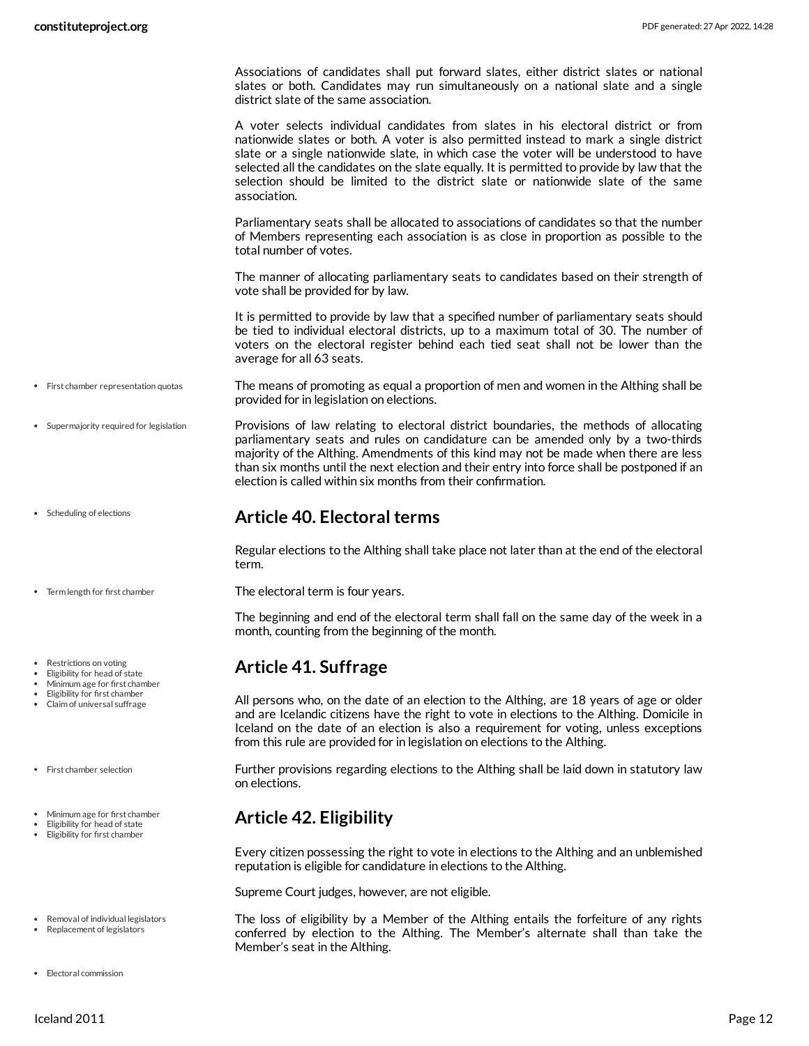Associations of candidates shall put forward slates, either district slates or national slates or both. Candidates may run simultaneously on a national slate and a single district slate of the same association.

A voter selects individual candidates from slates in his electoral district or from nationwide slates or both. A voter is also permitted instead to mark a single district slate or a single nationwide slate, in which case the voter will be understood to have selected all the candidates on the slate equally. It is permitted to provide by law that the selection should be limited to the district slate or nationwide slate of the same association.

Parliamentary seats shall be allocated to associations of candidates so that the number of Members representing each association is as close in proportion as possible to the total number of votes.

The manner of allocating parliamentary seats to candidates based on their strength of vote shall be provided for by law.

It is permitted to provide by law that a specified number of parliamentary seats should be tied to individual electoral districts, up to a maximum total of 30. The number of voters on the electoral register behind each tied seat shall not be lower than the average for all 63 seats.

- First chamber representation quotas

The means of promoting as equal a proportion of men and women in the Althing shall be provided for in legislation on elections.

- Supermajority required for legislation

Provisions of law relating to electoral district boundaries, the methods of allocating parliamentary seats and rules on candidature can be amended only by a two-thirds majority of the Althing. Amendments of this kind may not be made when there are less than six months until the next election and their entry into force shall be postponed if an election is called within six months from their confirmation.

- Scheduling of elections

## Article 40. Electoral terms

Regular elections to the Althing shall take place not later than at the end of the electoral term.

- Term length for first chamber

The electoral term is four years.

The beginning and end of the electoral term shall fall on the same day of the week in a month, counting from the beginning of the month.

- Restrictions on voting
- Eligibility for head of state
- Minimum age for first chamber
- Eligibility for first chamber
- Claim of universal suffrage

## Article 41. Suffrage

All persons who, on the date of an election to the Althing, are 18 years of age or older and are Icelandic citizens have the right to vote in elections to the Althing. Domicile in Iceland on the date of an election is also a requirement for voting, unless exceptions from this rule are provided for in legislation on elections to the Althing.

- First chamber selection

Further provisions regarding elections to the Althing shall be laid down in statutory law on elections.

- Minimum age for first chamber
- Eligibility for head of state
- Eligibility for first chamber

## Article 42. Eligibility

Every citizen possessing the right to vote in elections to the Althing and an unblemished reputation is eligible for candidature in elections to the Althing.

Supreme Court judges, however, are not eligible.

- Removal of individual legislators
- Replacement of legislators

The loss of eligibility by a Member of the Althing entails the forfeiture of any rights conferred by election to the Althing. The Member's alternate shall than take the Member's seat in the Althing.

- Electoral commission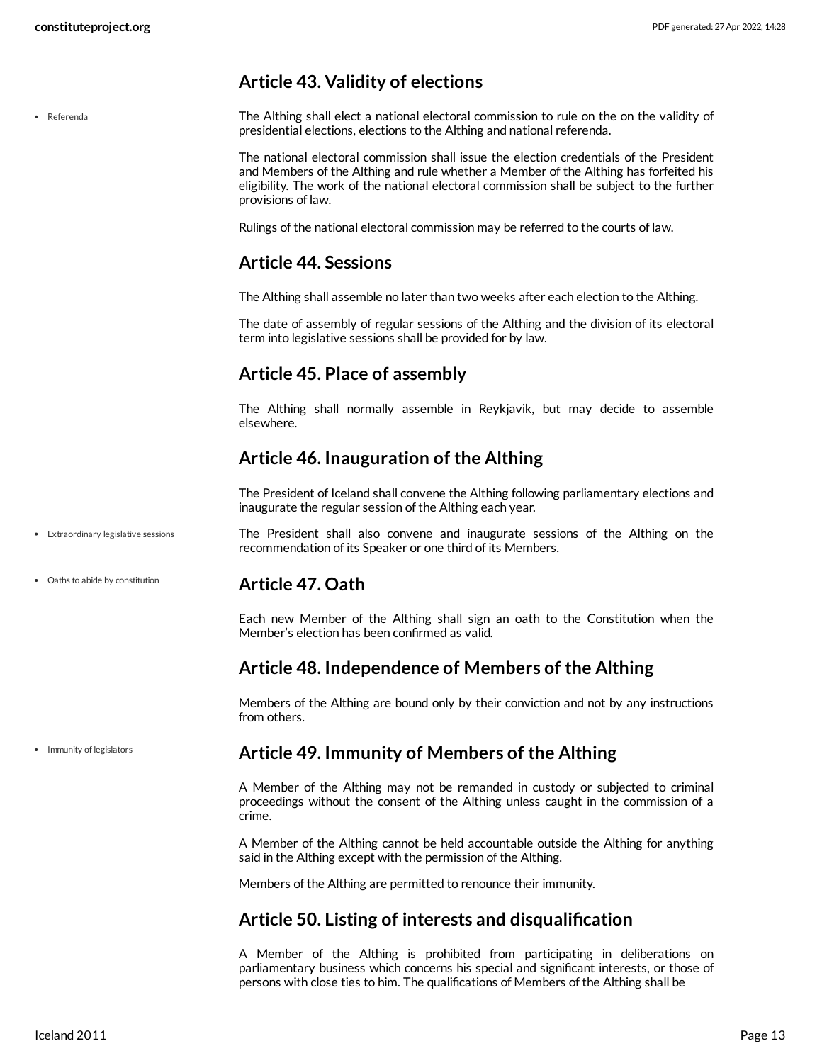## Article 43. Validity of elections

- Referenda

The Althing shall elect a national electoral commission to rule on the on the validity of presidential elections, elections to the Althing and national referenda.

The national electoral commission shall issue the election credentials of the President and Members of the Althing and rule whether a Member of the Althing has forfeited his eligibility. The work of the national electoral commission shall be subject to the further provisions of law.

Rulings of the national electoral commission may be referred to the courts of law.

## Article 44. Sessions

The Althing shall assemble no later than two weeks after each election to the Althing.

The date of assembly of regular sessions of the Althing and the division of its electoral term into legislative sessions shall be provided for by law.

## Article 45. Place of assembly

The Althing shall normally assemble in Reykjavik, but may decide to assemble elsewhere.

## Article 46. Inauguration of the Althing

The President of Iceland shall convene the Althing following parliamentary elections and inaugurate the regular session of the Althing each year.

- Extraordinary legislative sessions

The President shall also convene and inaugurate sessions of the Althing on the recommendation of its Speaker or one third of its Members.

- Oaths to abide by constitution

## Article 47. Oath

Each new Member of the Althing shall sign an oath to the Constitution when the Member's election has been confirmed as valid.

## Article 48. Independence of Members of the Althing

Members of the Althing are bound only by their conviction and not by any instructions from others.

- Immunity of legislators

## Article 49. Immunity of Members of the Althing

A Member of the Althing may not be remanded in custody or subjected to criminal proceedings without the consent of the Althing unless caught in the commission of a crime.

A Member of the Althing cannot be held accountable outside the Althing for anything said in the Althing except with the permission of the Althing.

Members of the Althing are permitted to renounce their immunity.

## Article 50. Listing of interests and disqualification

A Member of the Althing is prohibited from participating in deliberations on parliamentary business which concerns his special and significant interests, or those of persons with close ties to him. The qualifications of Members of the Althing shall be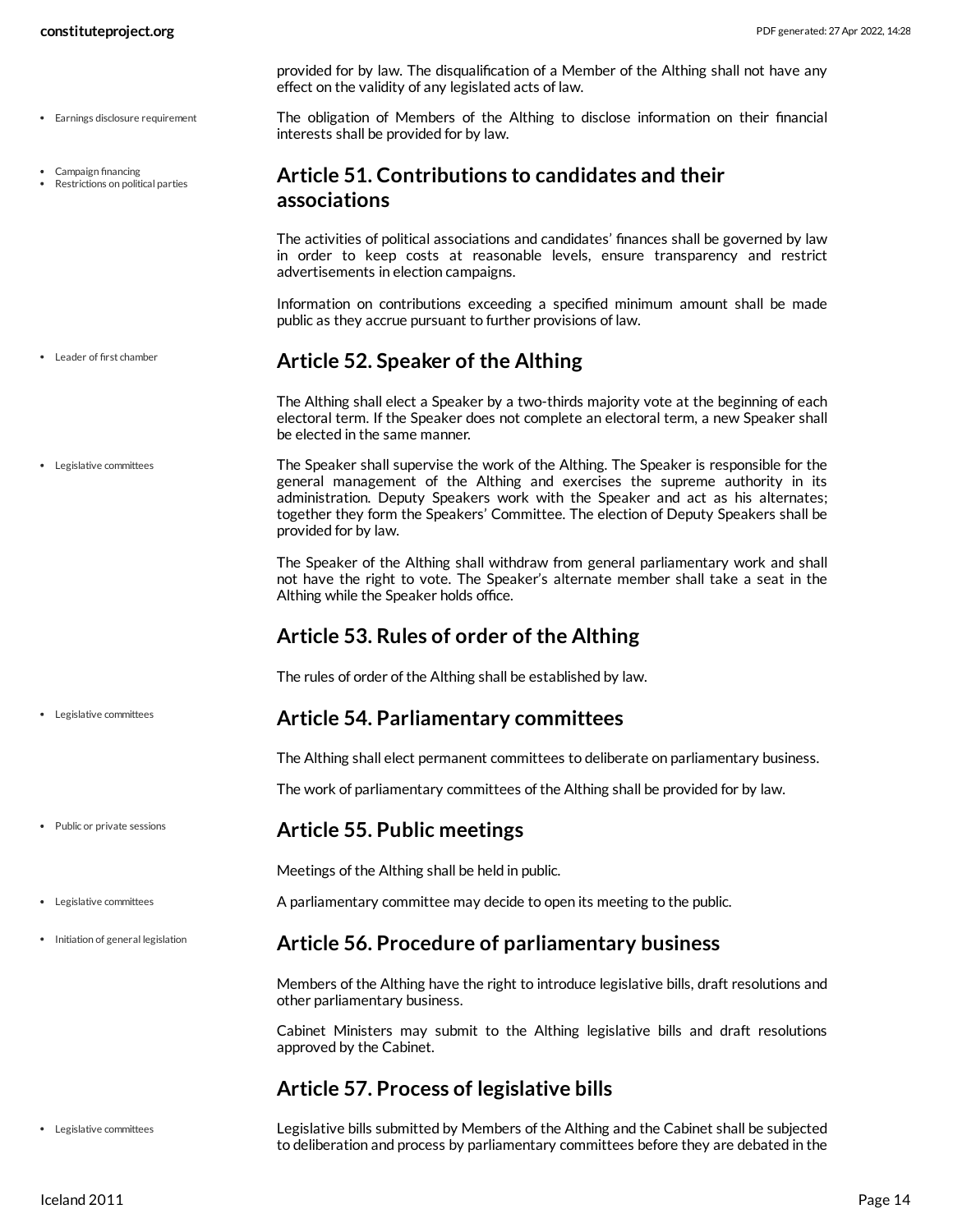provided for by law. The disqualification of a Member of the Althing shall not have any effect on the validity of any legislated acts of law.

- Earnings disclosure requirement

The obligation of Members of the Althing to disclose information on their financial interests shall be provided for by law.

- Campaign financing
- Restrictions on political parties

## Article 51. Contributions to candidates and their associations

The activities of political associations and candidates' finances shall be governed by law in order to keep costs at reasonable levels, ensure transparency and restrict advertisements in election campaigns.

Information on contributions exceeding a specified minimum amount shall be made public as they accrue pursuant to further provisions of law.

- Leader of first chamber

## Article 52. Speaker of the Althing

The Althing shall elect a Speaker by a two-thirds majority vote at the beginning of each electoral term. If the Speaker does not complete an electoral term, a new Speaker shall be elected in the same manner.

- Legislative committees

The Speaker shall supervise the work of the Althing. The Speaker is responsible for the general management of the Althing and exercises the supreme authority in its administration. Deputy Speakers work with the Speaker and act as his alternates; together they form the Speakers' Committee. The election of Deputy Speakers shall be provided for by law.

The Speaker of the Althing shall withdraw from general parliamentary work and shall not have the right to vote. The Speaker's alternate member shall take a seat in the Althing while the Speaker holds office.

## Article 53. Rules of order of the Althing

The rules of order of the Althing shall be established by law.

- Legislative committees

## Article 54. Parliamentary committees

The Althing shall elect permanent committees to deliberate on parliamentary business.

The work of parliamentary committees of the Althing shall be provided for by law.

- Public or private sessions

## Article 55. Public meetings

Meetings of the Althing shall be held in public.

- Legislative committees

A parliamentary committee may decide to open its meeting to the public.

- Initiation of general legislation

## Article 56. Procedure of parliamentary business

Members of the Althing have the right to introduce legislative bills, draft resolutions and other parliamentary business.

Cabinet Ministers may submit to the Althing legislative bills and draft resolutions approved by the Cabinet.

## Article 57. Process of legislative bills

- Legislative committees

Legislative bills submitted by Members of the Althing and the Cabinet shall be subjected to deliberation and process by parliamentary committees before they are debated in the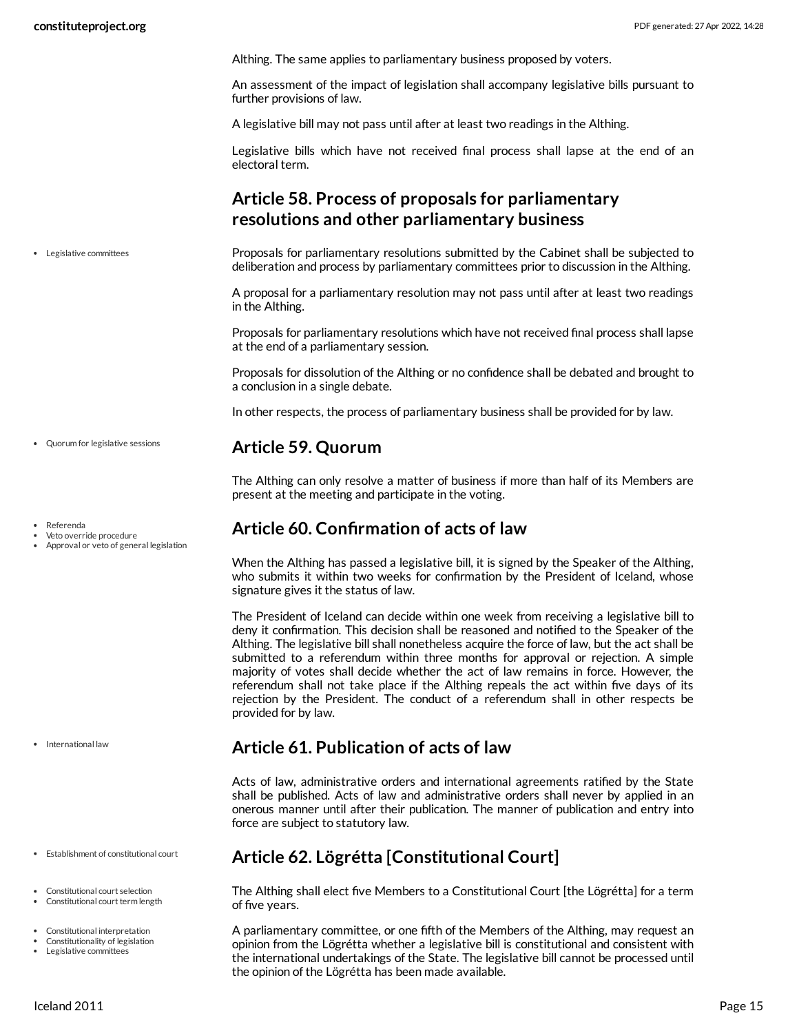Althing. The same applies to parliamentary business proposed by voters.

An assessment of the impact of legislation shall accompany legislative bills pursuant to further provisions of law.

A legislative bill may not pass until after at least two readings in the Althing.

Legislative bills which have not received final process shall lapse at the end of an electoral term.

## Article 58. Process of proposals for parliamentary resolutions and other parliamentary business

- Legislative committees

Proposals for parliamentary resolutions submitted by the Cabinet shall be subjected to deliberation and process by parliamentary committees prior to discussion in the Althing.

A proposal for a parliamentary resolution may not pass until after at least two readings in the Althing.

Proposals for parliamentary resolutions which have not received final process shall lapse at the end of a parliamentary session.

Proposals for dissolution of the Althing or no confidence shall be debated and brought to a conclusion in a single debate.

In other respects, the process of parliamentary business shall be provided for by law.

- Quorum for legislative sessions

## Article 59. Quorum

The Althing can only resolve a matter of business if more than half of its Members are present at the meeting and participate in the voting.

- Referenda
- Veto override procedure
- Approval or veto of general legislation

## Article 60. Confirmation of acts of law

When the Althing has passed a legislative bill, it is signed by the Speaker of the Althing, who submits it within two weeks for confirmation by the President of Iceland, whose signature gives it the status of law.

The President of Iceland can decide within one week from receiving a legislative bill to deny it confirmation. This decision shall be reasoned and notified to the Speaker of the Althing. The legislative bill shall nonetheless acquire the force of law, but the act shall be submitted to a referendum within three months for approval or rejection. A simple majority of votes shall decide whether the act of law remains in force. However, the referendum shall not take place if the Althing repeals the act within five days of its rejection by the President. The conduct of a referendum shall in other respects be provided for by law.

- International law

## Article 61. Publication of acts of law

Acts of law, administrative orders and international agreements ratified by the State shall be published. Acts of law and administrative orders shall never by applied in an onerous manner until after their publication. The manner of publication and entry into force are subject to statutory law.

- Establishment of constitutional court

## Article 62. Lögrétta [Constitutional Court]

- Constitutional court selection
- Constitutional court term length

The Althing shall elect five Members to a Constitutional Court [the Lögrétta] for a term of five years.

- Constitutional interpretation
- Constitutionality of legislation
- Legislative committees

A parliamentary committee, or one fifth of the Members of the Althing, may request an opinion from the Lögrétta whether a legislative bill is constitutional and consistent with the international undertakings of the State. The legislative bill cannot be processed until the opinion of the Lögrétta has been made available.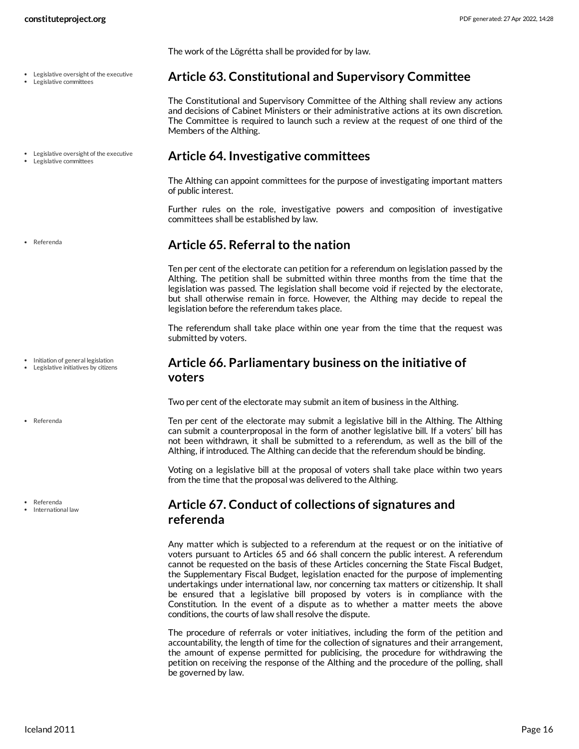The work of the Lögrétta shall be provided for by law.

- Legislative oversight of the executive
- Legislative committees

## Article 63. Constitutional and Supervisory Committee

The Constitutional and Supervisory Committee of the Althing shall review any actions and decisions of Cabinet Ministers or their administrative actions at its own discretion. The Committee is required to launch such a review at the request of one third of the Members of the Althing.

- Legislative oversight of the executive
- Legislative committees

## Article 64. Investigative committees

The Althing can appoint committees for the purpose of investigating important matters of public interest.

Further rules on the role, investigative powers and composition of investigative committees shall be established by law.

- Referenda

## Article 65. Referral to the nation

Ten per cent of the electorate can petition for a referendum on legislation passed by the Althing. The petition shall be submitted within three months from the time that the legislation was passed. The legislation shall become void if rejected by the electorate, but shall otherwise remain in force. However, the Althing may decide to repeal the legislation before the referendum takes place.

The referendum shall take place within one year from the time that the request was submitted by voters.

- Initiation of general legislation
- Legislative initiatives by citizens

## Article 66. Parliamentary business on the initiative of voters

Two per cent of the electorate may submit an item of business in the Althing.

- Referenda

Ten per cent of the electorate may submit a legislative bill in the Althing. The Althing can submit a counterproposal in the form of another legislative bill. If a voters' bill has not been withdrawn, it shall be submitted to a referendum, as well as the bill of the Althing, if introduced. The Althing can decide that the referendum should be binding.

Voting on a legislative bill at the proposal of voters shall take place within two years from the time that the proposal was delivered to the Althing.

- Referenda
- International law

## Article 67. Conduct of collections of signatures and referenda

Any matter which is subjected to a referendum at the request or on the initiative of voters pursuant to Articles 65 and 66 shall concern the public interest. A referendum cannot be requested on the basis of these Articles concerning the State Fiscal Budget, the Supplementary Fiscal Budget, legislation enacted for the purpose of implementing undertakings under international law, nor concerning tax matters or citizenship. It shall be ensured that a legislative bill proposed by voters is in compliance with the Constitution. In the event of a dispute as to whether a matter meets the above conditions, the courts of law shall resolve the dispute.

The procedure of referrals or voter initiatives, including the form of the petition and accountability, the length of time for the collection of signatures and their arrangement, the amount of expense permitted for publicising, the procedure for withdrawing the petition on receiving the response of the Althing and the procedure of the polling, shall be governed by law.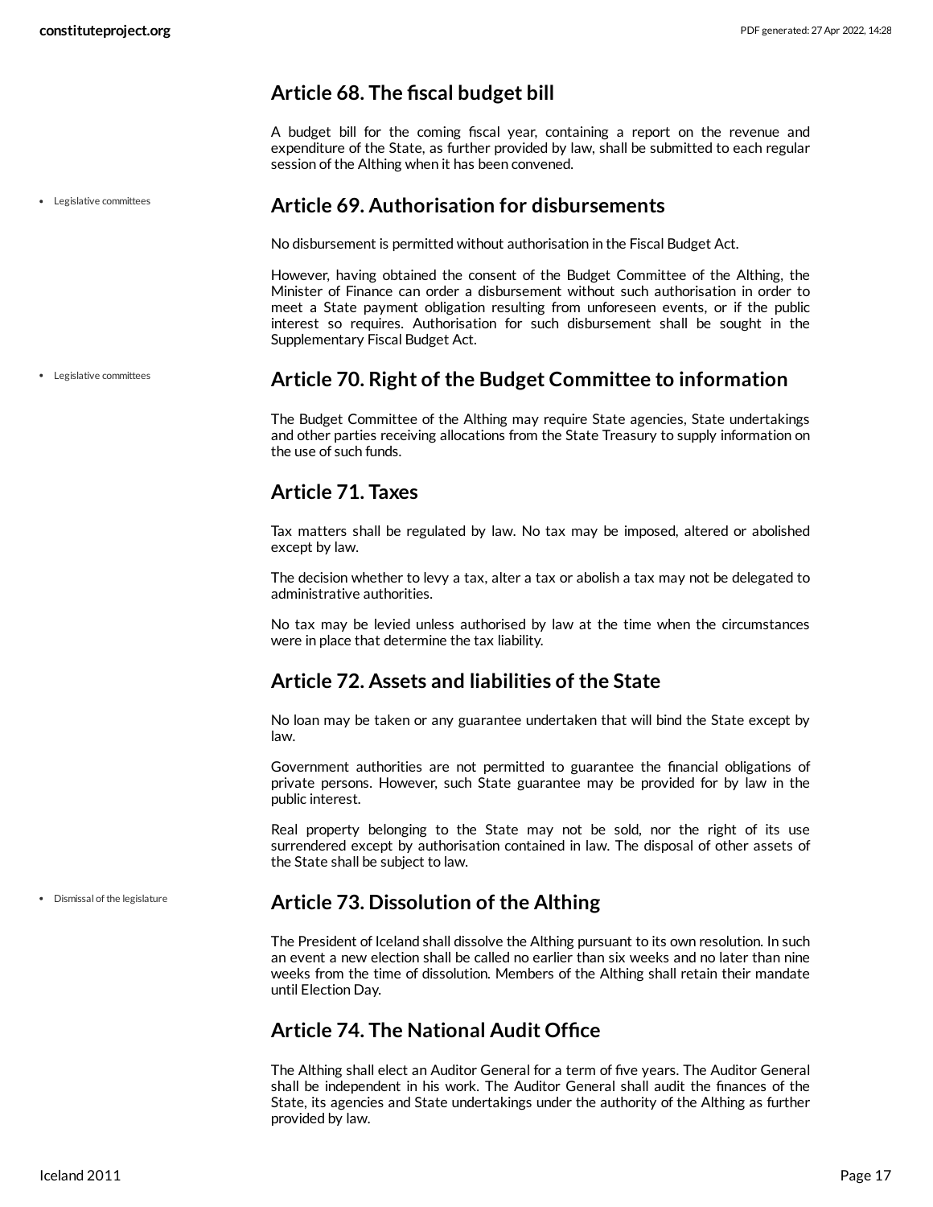## Article 68. The fiscal budget bill

A budget bill for the coming fiscal year, containing a report on the revenue and expenditure of the State, as further provided by law, shall be submitted to each regular session of the Althing when it has been convened.

- Legislative committees

## Article 69. Authorisation for disbursements

No disbursement is permitted without authorisation in the Fiscal Budget Act.

However, having obtained the consent of the Budget Committee of the Althing, the Minister of Finance can order a disbursement without such authorisation in order to meet a State payment obligation resulting from unforeseen events, or if the public interest so requires. Authorisation for such disbursement shall be sought in the Supplementary Fiscal Budget Act.

- Legislative committees

## Article 70. Right of the Budget Committee to information

The Budget Committee of the Althing may require State agencies, State undertakings and other parties receiving allocations from the State Treasury to supply information on the use of such funds.

## Article 71. Taxes

Tax matters shall be regulated by law. No tax may be imposed, altered or abolished except by law.

The decision whether to levy a tax, alter a tax or abolish a tax may not be delegated to administrative authorities.

No tax may be levied unless authorised by law at the time when the circumstances were in place that determine the tax liability.

## Article 72. Assets and liabilities of the State

No loan may be taken or any guarantee undertaken that will bind the State except by law.

Government authorities are not permitted to guarantee the financial obligations of private persons. However, such State guarantee may be provided for by law in the public interest.

Real property belonging to the State may not be sold, nor the right of its use surrendered except by authorisation contained in law. The disposal of other assets of the State shall be subject to law.

- Dismissal of the legislature

## Article 73. Dissolution of the Althing

The President of Iceland shall dissolve the Althing pursuant to its own resolution. In such an event a new election shall be called no earlier than six weeks and no later than nine weeks from the time of dissolution. Members of the Althing shall retain their mandate until Election Day.

## Article 74. The National Audit Office

The Althing shall elect an Auditor General for a term of five years. The Auditor General shall be independent in his work. The Auditor General shall audit the finances of the State, its agencies and State undertakings under the authority of the Althing as further provided by law.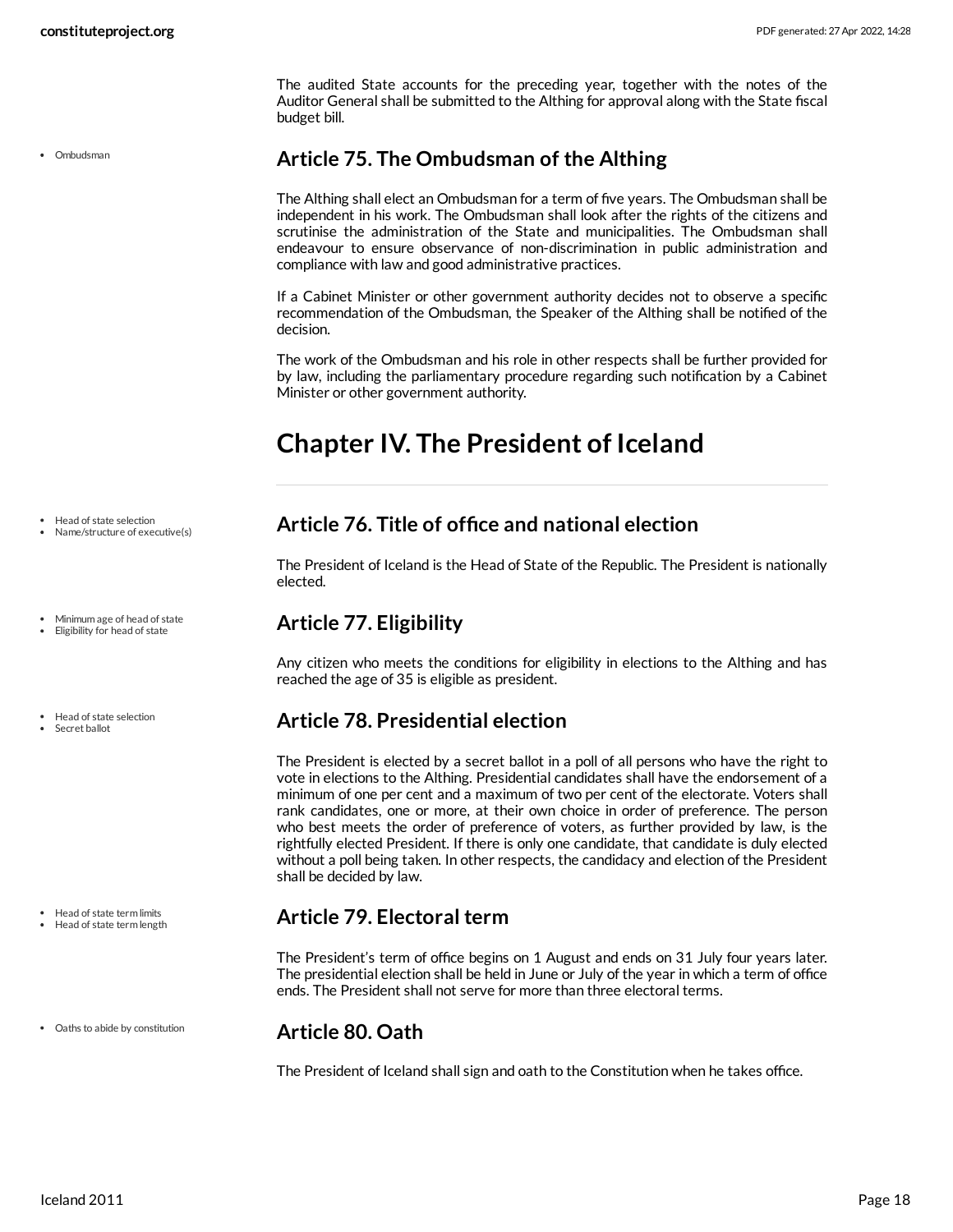The audited State accounts for the preceding year, together with the notes of the Auditor General shall be submitted to the Althing for approval along with the State fiscal budget bill.

- Ombudsman

### Article 75. The Ombudsman of the Althing

The Althing shall elect an Ombudsman for a term of five years. The Ombudsman shall be independent in his work. The Ombudsman shall look after the rights of the citizens and scrutinise the administration of the State and municipalities. The Ombudsman shall endeavour to ensure observance of non-discrimination in public administration and compliance with law and good administrative practices.

If a Cabinet Minister or other government authority decides not to observe a specific recommendation of the Ombudsman, the Speaker of the Althing shall be notified of the decision.

The work of the Ombudsman and his role in other respects shall be further provided for by law, including the parliamentary procedure regarding such notification by a Cabinet Minister or other government authority.

## Chapter IV. The President of Iceland

- Head of state selection
- Name/structure of executive(s)

### Article 76. Title of office and national election

The President of Iceland is the Head of State of the Republic. The President is nationally elected.

- Minimum age of head of state
- Eligibility for head of state

### Article 77. Eligibility

Any citizen who meets the conditions for eligibility in elections to the Althing and has reached the age of 35 is eligible as president.

- Head of state selection
- Secret ballot

### Article 78. Presidential election

The President is elected by a secret ballot in a poll of all persons who have the right to vote in elections to the Althing. Presidential candidates shall have the endorsement of a minimum of one per cent and a maximum of two per cent of the electorate. Voters shall rank candidates, one or more, at their own choice in order of preference. The person who best meets the order of preference of voters, as further provided by law, is the rightfully elected President. If there is only one candidate, that candidate is duly elected without a poll being taken. In other respects, the candidacy and election of the President shall be decided by law.

- Head of state term limits
- Head of state term length

### Article 79. Electoral term

The President's term of office begins on 1 August and ends on 31 July four years later. The presidential election shall be held in June or July of the year in which a term of office ends. The President shall not serve for more than three electoral terms.

- Oaths to abide by constitution

### Article 80. Oath

The President of Iceland shall sign and oath to the Constitution when he takes office.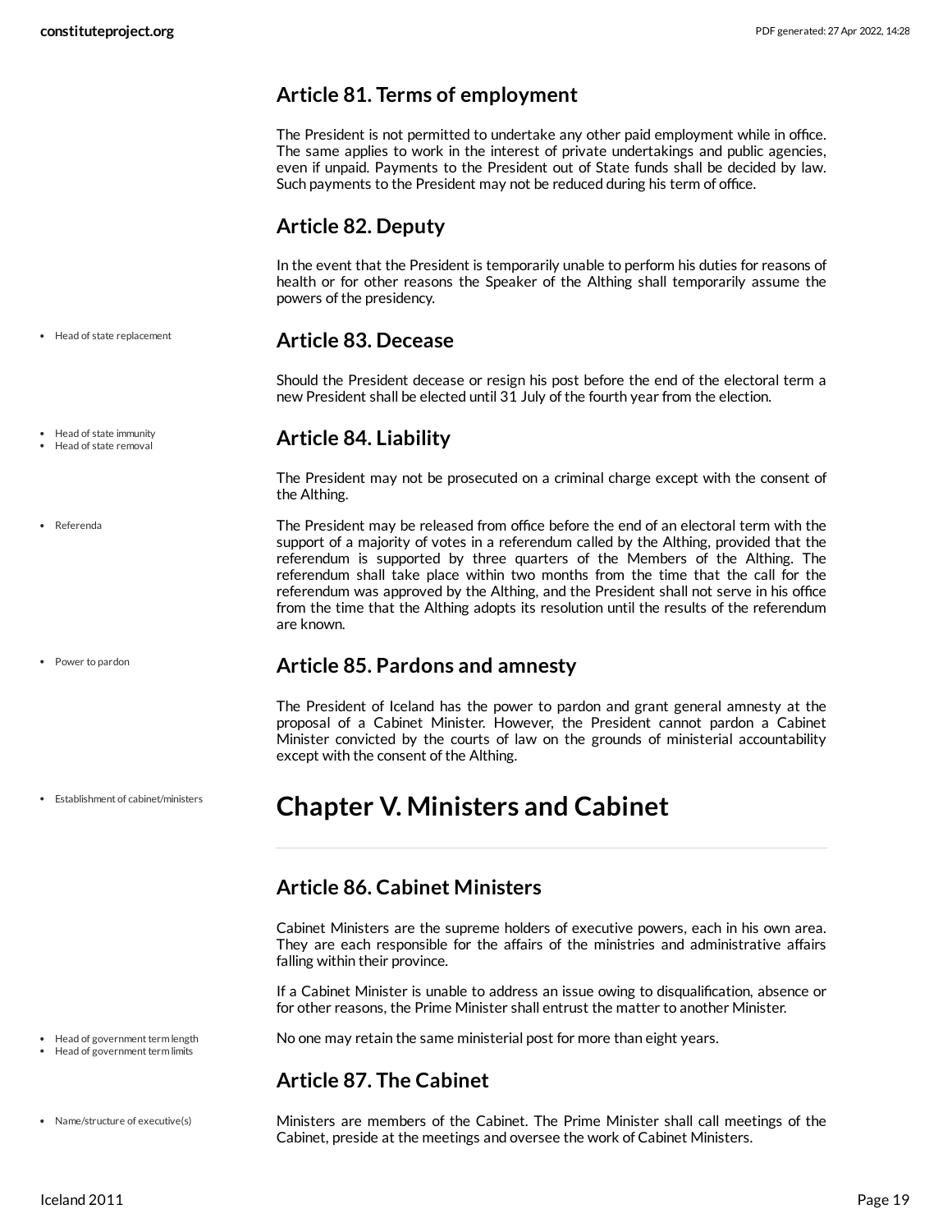## Article 81. Terms of employment

The President is not permitted to undertake any other paid employment while in office. The same applies to work in the interest of private undertakings and public agencies, even if unpaid. Payments to the President out of State funds shall be decided by law. Such payments to the President may not be reduced during his term of office.

## Article 82. Deputy

In the event that the President is temporarily unable to perform his duties for reasons of health or for other reasons the Speaker of the Althing shall temporarily assume the powers of the presidency.

- Head of state replacement

## Article 83. Decease

Should the President decease or resign his post before the end of the electoral term a new President shall be elected until 31 July of the fourth year from the election.

- Head of state immunity
- Head of state removal

## Article 84. Liability

The President may not be prosecuted on a criminal charge except with the consent of the Althing.

- Referenda

The President may be released from office before the end of an electoral term with the support of a majority of votes in a referendum called by the Althing, provided that the referendum is supported by three quarters of the Members of the Althing. The referendum shall take place within two months from the time that the call for the referendum was approved by the Althing, and the President shall not serve in his office from the time that the Althing adopts its resolution until the results of the referendum are known.

- Power to pardon

## Article 85. Pardons and amnesty

The President of Iceland has the power to pardon and grant general amnesty at the proposal of a Cabinet Minister. However, the President cannot pardon a Cabinet Minister convicted by the courts of law on the grounds of ministerial accountability except with the consent of the Althing.

- Establishment of cabinet/ministers

# Chapter V. Ministers and Cabinet

## Article 86. Cabinet Ministers

Cabinet Ministers are the supreme holders of executive powers, each in his own area. They are each responsible for the affairs of the ministries and administrative affairs falling within their province.

If a Cabinet Minister is unable to address an issue owing to disqualification, absence or for other reasons, the Prime Minister shall entrust the matter to another Minister.

- Head of government term length
- Head of government term limits

No one may retain the same ministerial post for more than eight years.

## Article 87. The Cabinet

- Name/structure of executive(s)

Ministers are members of the Cabinet. The Prime Minister shall call meetings of the Cabinet, preside at the meetings and oversee the work of Cabinet Ministers.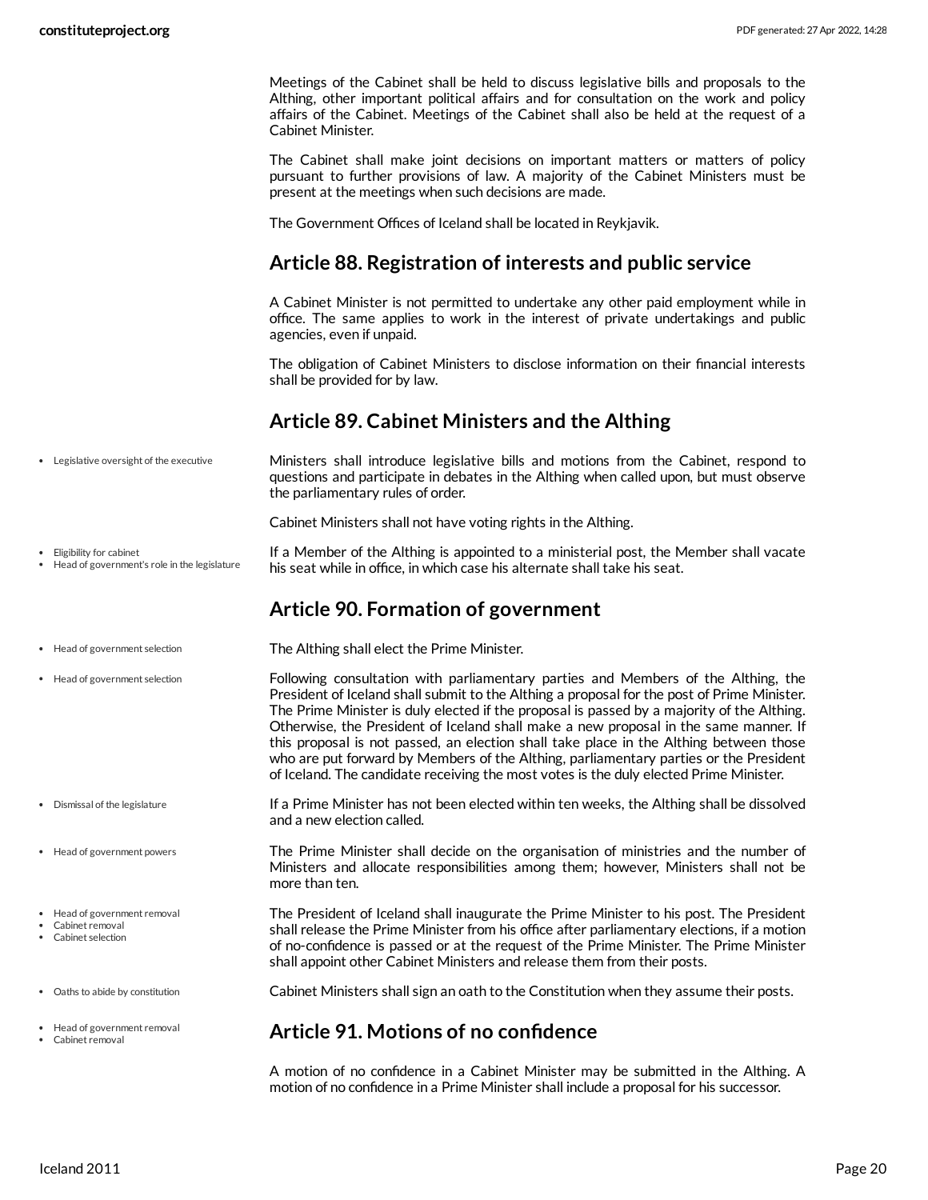Meetings of the Cabinet shall be held to discuss legislative bills and proposals to the Althing, other important political affairs and for consultation on the work and policy affairs of the Cabinet. Meetings of the Cabinet shall also be held at the request of a Cabinet Minister.

The Cabinet shall make joint decisions on important matters or matters of policy pursuant to further provisions of law. A majority of the Cabinet Ministers must be present at the meetings when such decisions are made.

The Government Offices of Iceland shall be located in Reykjavik.

## Article 88. Registration of interests and public service

A Cabinet Minister is not permitted to undertake any other paid employment while in office. The same applies to work in the interest of private undertakings and public agencies, even if unpaid.

The obligation of Cabinet Ministers to disclose information on their financial interests shall be provided for by law.

## Article 89. Cabinet Ministers and the Althing

- Legislative oversight of the executive

Ministers shall introduce legislative bills and motions from the Cabinet, respond to questions and participate in debates in the Althing when called upon, but must observe the parliamentary rules of order.

Cabinet Ministers shall not have voting rights in the Althing.

- Eligibility for cabinet
- Head of government's role in the legislature

If a Member of the Althing is appointed to a ministerial post, the Member shall vacate his seat while in office, in which case his alternate shall take his seat.

## Article 90. Formation of government

- Head of government selection

The Althing shall elect the Prime Minister.

- Head of government selection

Following consultation with parliamentary parties and Members of the Althing, the President of Iceland shall submit to the Althing a proposal for the post of Prime Minister. The Prime Minister is duly elected if the proposal is passed by a majority of the Althing. Otherwise, the President of Iceland shall make a new proposal in the same manner. If this proposal is not passed, an election shall take place in the Althing between those who are put forward by Members of the Althing, parliamentary parties or the President of Iceland. The candidate receiving the most votes is the duly elected Prime Minister.

- Dismissal of the legislature

If a Prime Minister has not been elected within ten weeks, the Althing shall be dissolved and a new election called.

- Head of government powers

The Prime Minister shall decide on the organisation of ministries and the number of Ministers and allocate responsibilities among them; however, Ministers shall not be more than ten.

- Head of government removal
- Cabinet removal
- Cabinet selection

The President of Iceland shall inaugurate the Prime Minister to his post. The President shall release the Prime Minister from his office after parliamentary elections, if a motion of no-confidence is passed or at the request of the Prime Minister. The Prime Minister shall appoint other Cabinet Ministers and release them from their posts.

- Oaths to abide by constitution

Cabinet Ministers shall sign an oath to the Constitution when they assume their posts.

- Head of government removal
- Cabinet removal

## Article 91. Motions of no confidence

A motion of no confidence in a Cabinet Minister may be submitted in the Althing. A motion of no confidence in a Prime Minister shall include a proposal for his successor.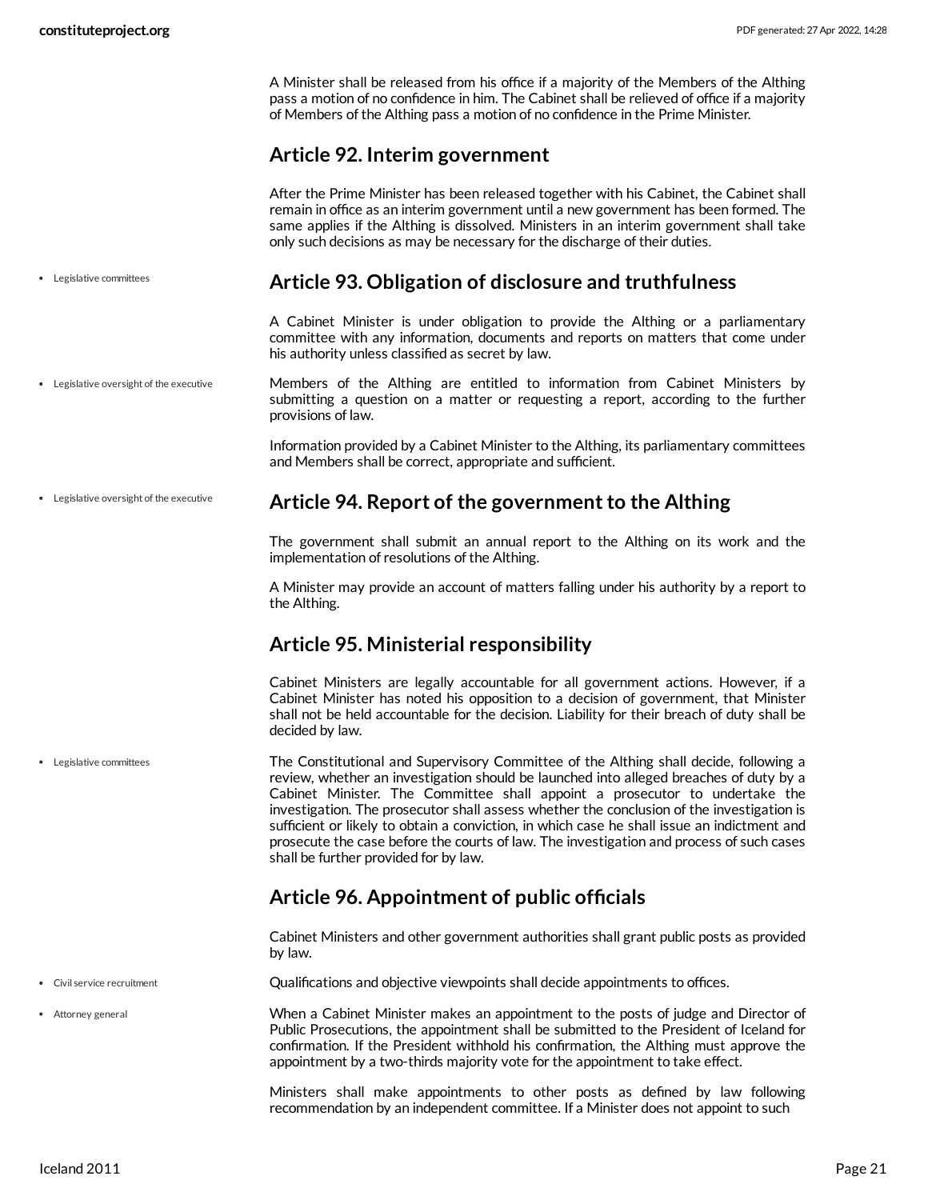A Minister shall be released from his office if a majority of the Members of the Althing pass a motion of no confidence in him. The Cabinet shall be relieved of office if a majority of Members of the Althing pass a motion of no confidence in the Prime Minister.

## Article 92. Interim government

After the Prime Minister has been released together with his Cabinet, the Cabinet shall remain in office as an interim government until a new government has been formed. The same applies if the Althing is dissolved. Ministers in an interim government shall take only such decisions as may be necessary for the discharge of their duties.

- Legislative committees

## Article 93. Obligation of disclosure and truthfulness

A Cabinet Minister is under obligation to provide the Althing or a parliamentary committee with any information, documents and reports on matters that come under his authority unless classified as secret by law.

- Legislative oversight of the executive

Members of the Althing are entitled to information from Cabinet Ministers by submitting a question on a matter or requesting a report, according to the further provisions of law.

Information provided by a Cabinet Minister to the Althing, its parliamentary committees and Members shall be correct, appropriate and sufficient.

- Legislative oversight of the executive

## Article 94. Report of the government to the Althing

The government shall submit an annual report to the Althing on its work and the implementation of resolutions of the Althing.

A Minister may provide an account of matters falling under his authority by a report to the Althing.

## Article 95. Ministerial responsibility

Cabinet Ministers are legally accountable for all government actions. However, if a Cabinet Minister has noted his opposition to a decision of government, that Minister shall not be held accountable for the decision. Liability for their breach of duty shall be decided by law.

- Legislative committees

The Constitutional and Supervisory Committee of the Althing shall decide, following a review, whether an investigation should be launched into alleged breaches of duty by a Cabinet Minister. The Committee shall appoint a prosecutor to undertake the investigation. The prosecutor shall assess whether the conclusion of the investigation is sufficient or likely to obtain a conviction, in which case he shall issue an indictment and prosecute the case before the courts of law. The investigation and process of such cases shall be further provided for by law.

## Article 96. Appointment of public officials

Cabinet Ministers and other government authorities shall grant public posts as provided by law.

- Civil service recruitment

Qualifications and objective viewpoints shall decide appointments to offices.

- Attorney general

When a Cabinet Minister makes an appointment to the posts of judge and Director of Public Prosecutions, the appointment shall be submitted to the President of Iceland for confirmation. If the President withhold his confirmation, the Althing must approve the appointment by a two-thirds majority vote for the appointment to take effect.

Ministers shall make appointments to other posts as defined by law following recommendation by an independent committee. If a Minister does not appoint to such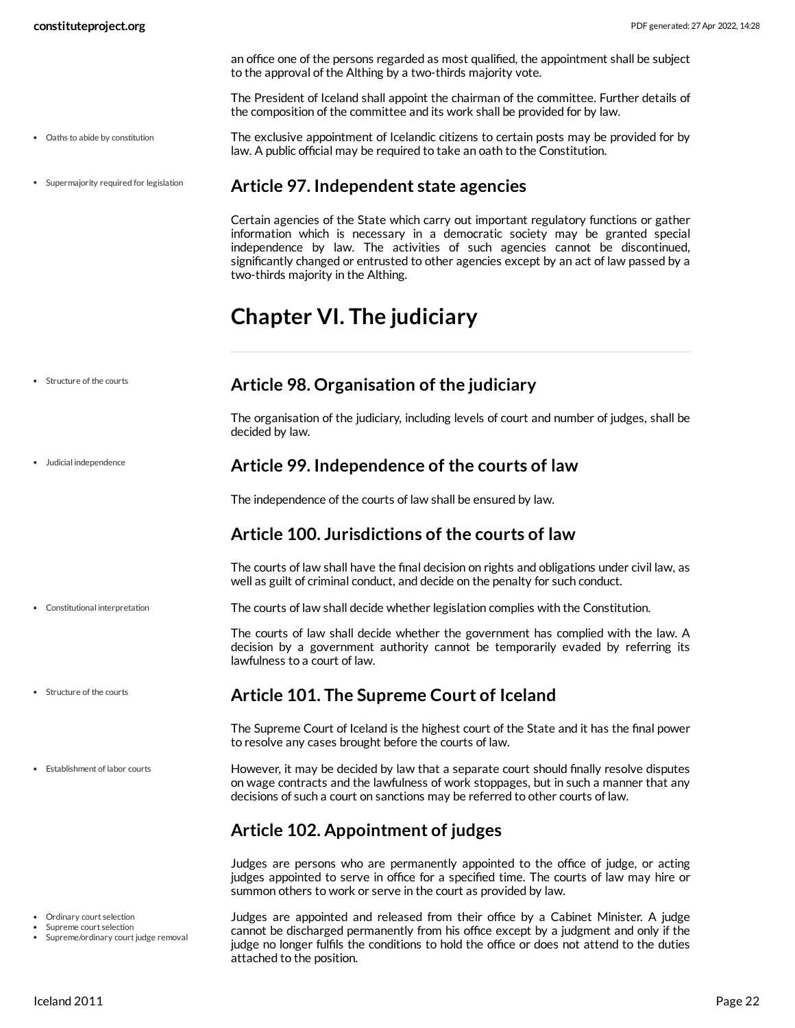an office one of the persons regarded as most qualified, the appointment shall be subject to the approval of the Althing by a two-thirds majority vote.

The President of Iceland shall appoint the chairman of the committee. Further details of the composition of the committee and its work shall be provided for by law.

- Oaths to abide by constitution

The exclusive appointment of Icelandic citizens to certain posts may be provided for by law. A public official may be required to take an oath to the Constitution.

- Supermajority required for legislation

## Article 97. Independent state agencies

Certain agencies of the State which carry out important regulatory functions or gather information which is necessary in a democratic society may be granted special independence by law. The activities of such agencies cannot be discontinued, significantly changed or entrusted to other agencies except by an act of law passed by a two-thirds majority in the Althing.

# Chapter VI. The judiciary

- Structure of the courts

## Article 98. Organisation of the judiciary

The organisation of the judiciary, including levels of court and number of judges, shall be decided by law.

- Judicial independence

## Article 99. Independence of the courts of law

The independence of the courts of law shall be ensured by law.

## Article 100. Jurisdictions of the courts of law

The courts of law shall have the final decision on rights and obligations under civil law, as well as guilt of criminal conduct, and decide on the penalty for such conduct.

- Constitutional interpretation

The courts of law shall decide whether legislation complies with the Constitution.

The courts of law shall decide whether the government has complied with the law. A decision by a government authority cannot be temporarily evaded by referring its lawfulness to a court of law.

- Structure of the courts

## Article 101. The Supreme Court of Iceland

The Supreme Court of Iceland is the highest court of the State and it has the final power to resolve any cases brought before the courts of law.

- Establishment of labor courts

However, it may be decided by law that a separate court should finally resolve disputes on wage contracts and the lawfulness of work stoppages, but in such a manner that any decisions of such a court on sanctions may be referred to other courts of law.

## Article 102. Appointment of judges

Judges are persons who are permanently appointed to the office of judge, or acting judges appointed to serve in office for a specified time. The courts of law may hire or summon others to work or serve in the court as provided by law.

- Ordinary court selection
- Supreme court selection
- Supreme/ordinary court judge removal

Judges are appointed and released from their office by a Cabinet Minister. A judge cannot be discharged permanently from his office except by a judgment and only if the judge no longer fulfils the conditions to hold the office or does not attend to the duties attached to the position.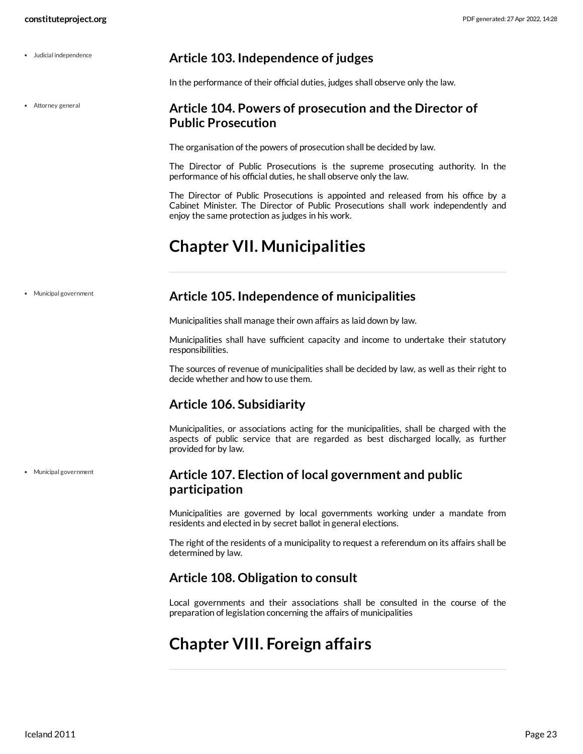### Article 103. Independence of judges

In the performance of their official duties, judges shall observe only the law.

### Article 104. Powers of prosecution and the Director of Public Prosecution

The organisation of the powers of prosecution shall be decided by law.

The Director of Public Prosecutions is the supreme prosecuting authority. In the performance of his official duties, he shall observe only the law.

The Director of Public Prosecutions is appointed and released from his office by a Cabinet Minister. The Director of Public Prosecutions shall work independently and enjoy the same protection as judges in his work.

## Chapter VII. Municipalities

### Article 105. Independence of municipalities

Municipalities shall manage their own affairs as laid down by law.

Municipalities shall have sufficient capacity and income to undertake their statutory responsibilities.

The sources of revenue of municipalities shall be decided by law, as well as their right to decide whether and how to use them.

### Article 106. Subsidiarity

Municipalities, or associations acting for the municipalities, shall be charged with the aspects of public service that are regarded as best discharged locally, as further provided for by law.

### Article 107. Election of local government and public participation

Municipalities are governed by local governments working under a mandate from residents and elected in by secret ballot in general elections.

The right of the residents of a municipality to request a referendum on its affairs shall be determined by law.

### Article 108. Obligation to consult

Local governments and their associations shall be consulted in the course of the preparation of legislation concerning the affairs of municipalities

## Chapter VIII. Foreign affairs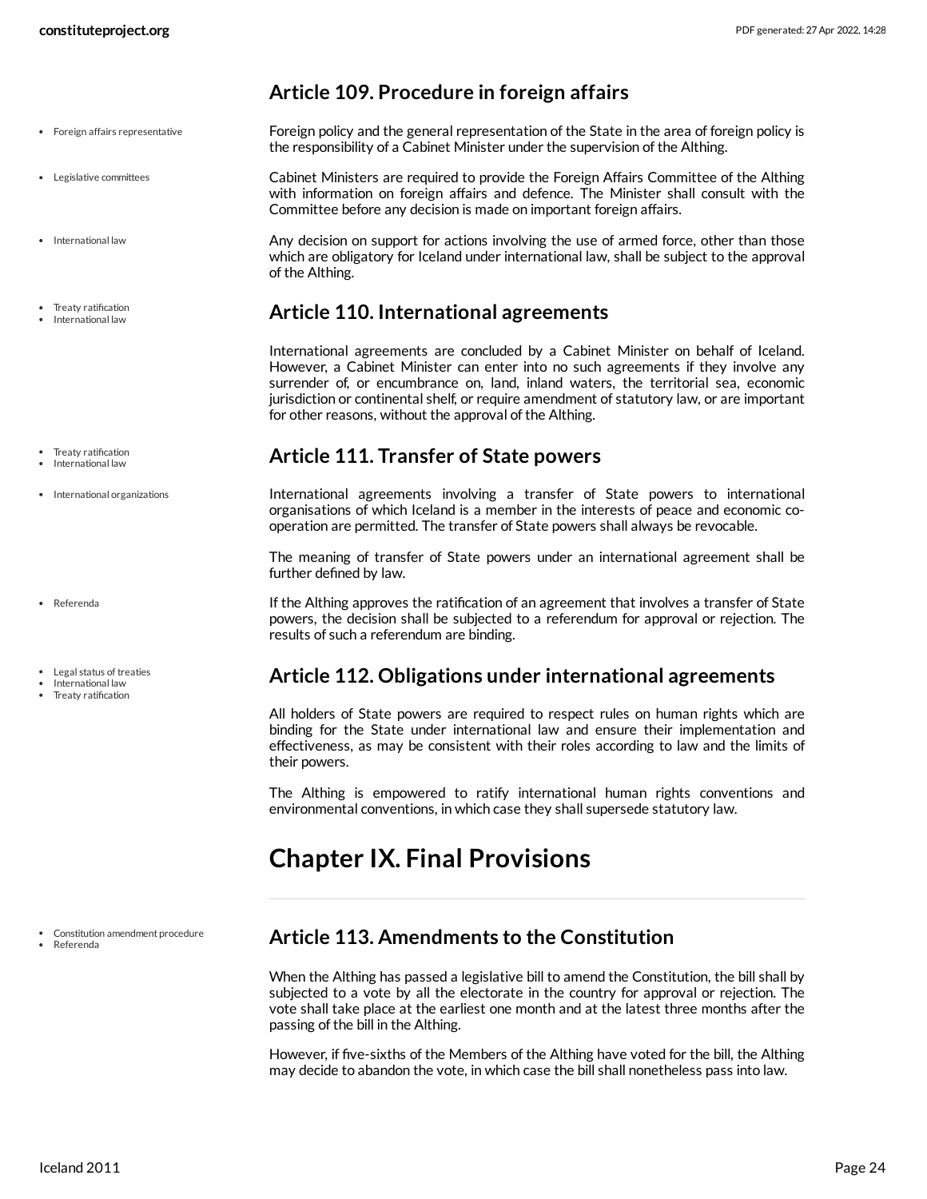## Article 109. Procedure in foreign affairs

Foreign policy and the general representation of the State in the area of foreign policy is the responsibility of a Cabinet Minister under the supervision of the Althing.

Cabinet Ministers are required to provide the Foreign Affairs Committee of the Althing with information on foreign affairs and defence. The Minister shall consult with the Committee before any decision is made on important foreign affairs.

Any decision on support for actions involving the use of armed force, other than those which are obligatory for Iceland under international law, shall be subject to the approval of the Althing.

## Article 110. International agreements

International agreements are concluded by a Cabinet Minister on behalf of Iceland. However, a Cabinet Minister can enter into no such agreements if they involve any surrender of, or encumbrance on, land, inland waters, the territorial sea, economic jurisdiction or continental shelf, or require amendment of statutory law, or are important for other reasons, without the approval of the Althing.

## Article 111. Transfer of State powers

International agreements involving a transfer of State powers to international organisations of which Iceland is a member in the interests of peace and economic co-operation are permitted. The transfer of State powers shall always be revocable.

The meaning of transfer of State powers under an international agreement shall be further defined by law.

If the Althing approves the ratification of an agreement that involves a transfer of State powers, the decision shall be subjected to a referendum for approval or rejection. The results of such a referendum are binding.

## Article 112. Obligations under international agreements

All holders of State powers are required to respect rules on human rights which are binding for the State under international law and ensure their implementation and effectiveness, as may be consistent with their roles according to law and the limits of their powers.

The Althing is empowered to ratify international human rights conventions and environmental conventions, in which case they shall supersede statutory law.

# Chapter IX. Final Provisions

## Article 113. Amendments to the Constitution

When the Althing has passed a legislative bill to amend the Constitution, the bill shall by subjected to a vote by all the electorate in the country for approval or rejection. The vote shall take place at the earliest one month and at the latest three months after the passing of the bill in the Althing.

However, if five-sixths of the Members of the Althing have voted for the bill, the Althing may decide to abandon the vote, in which case the bill shall nonetheless pass into law.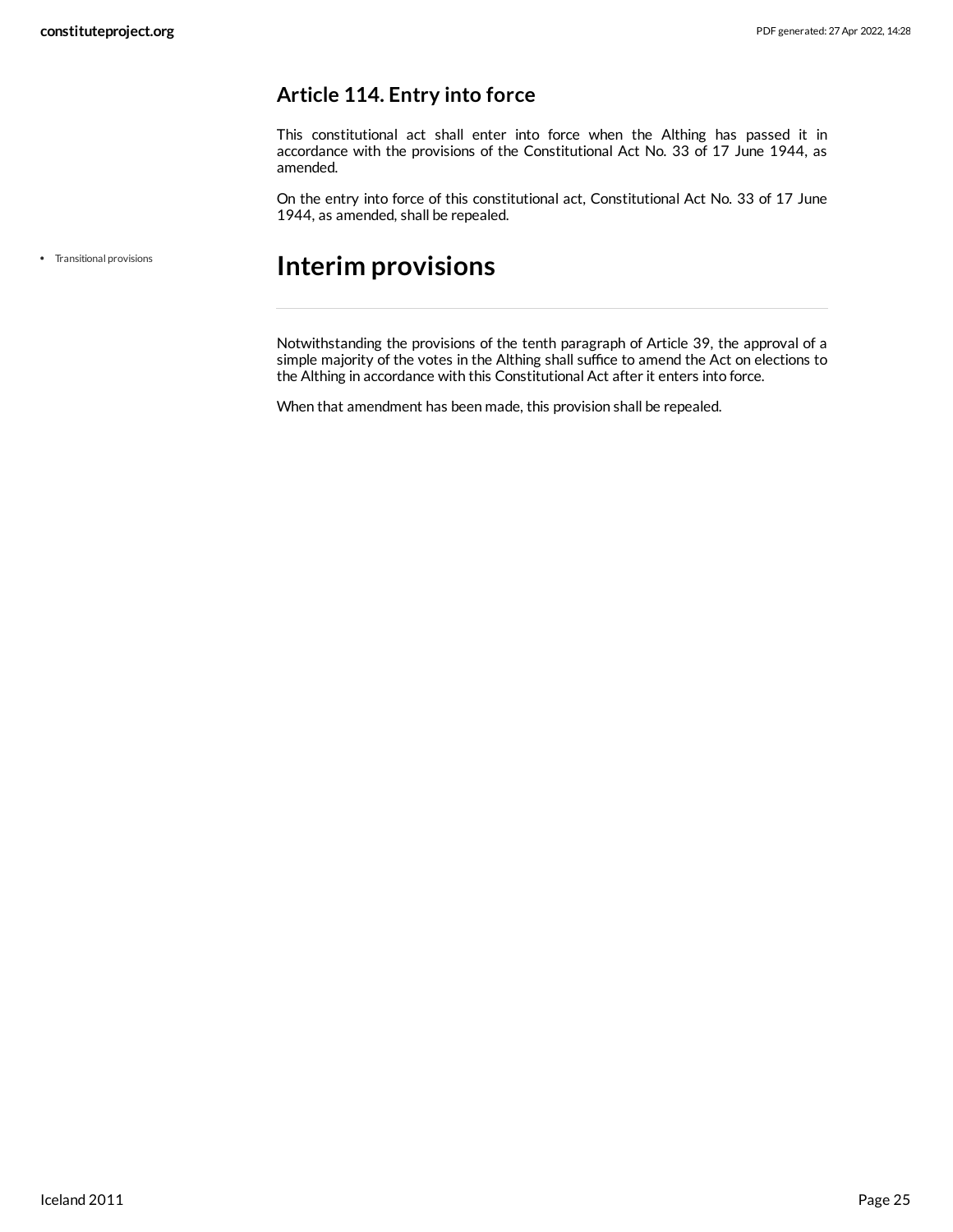### Article 114. Entry into force

This constitutional act shall enter into force when the Althing has passed it in accordance with the provisions of the Constitutional Act No. 33 of 17 June 1944, as amended.

On the entry into force of this constitutional act, Constitutional Act No. 33 of 17 June 1944, as amended, shall be repealed.

- Transitional provisions

## Interim provisions

Notwithstanding the provisions of the tenth paragraph of Article 39, the approval of a simple majority of the votes in the Althing shall suffice to amend the Act on elections to the Althing in accordance with this Constitutional Act after it enters into force.

When that amendment has been made, this provision shall be repealed.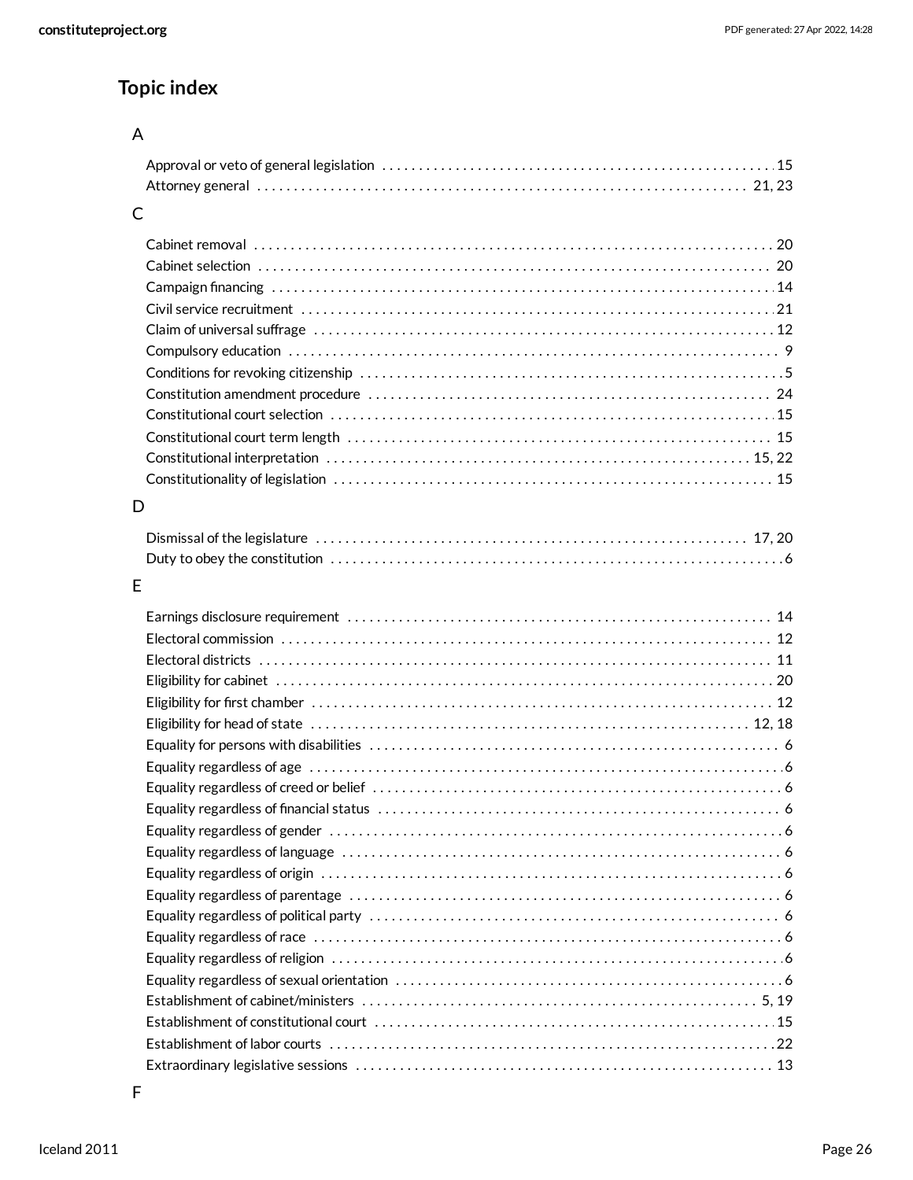## Topic index

### A

- Approval or veto of general legislation . . . . . 15
- Attorney general . . . . . 21, 23

### C

- Cabinet removal . . . . . 20
- Cabinet selection . . . . . 20
- Campaign financing . . . . . 14
- Civil service recruitment . . . . . 21
- Claim of universal suffrage . . . . . 12
- Compulsory education . . . . . 9
- Conditions for revoking citizenship . . . . . 5
- Constitution amendment procedure . . . . . 24
- Constitutional court selection . . . . . 15
- Constitutional court term length . . . . . 15
- Constitutional interpretation . . . . . 15, 22
- Constitutionality of legislation . . . . . 15

### D

- Dismissal of the legislature . . . . . 17, 20
- Duty to obey the constitution . . . . . 6

### E

- Earnings disclosure requirement . . . . . 14
- Electoral commission . . . . . 12
- Electoral districts . . . . . 11
- Eligibility for cabinet . . . . . 20
- Eligibility for first chamber . . . . . 12
- Eligibility for head of state . . . . . 12, 18
- Equality for persons with disabilities . . . . . 6
- Equality regardless of age . . . . . 6
- Equality regardless of creed or belief . . . . . 6
- Equality regardless of financial status . . . . . 6
- Equality regardless of gender . . . . . 6
- Equality regardless of language . . . . . 6
- Equality regardless of origin . . . . . 6
- Equality regardless of parentage . . . . . 6
- Equality regardless of political party . . . . . 6
- Equality regardless of race . . . . . 6
- Equality regardless of religion . . . . . 6
- Equality regardless of sexual orientation . . . . . 6
- Establishment of cabinet/ministers . . . . . 5, 19
- Establishment of constitutional court . . . . . 15
- Establishment of labor courts . . . . . 22
- Extraordinary legislative sessions . . . . . 13

### F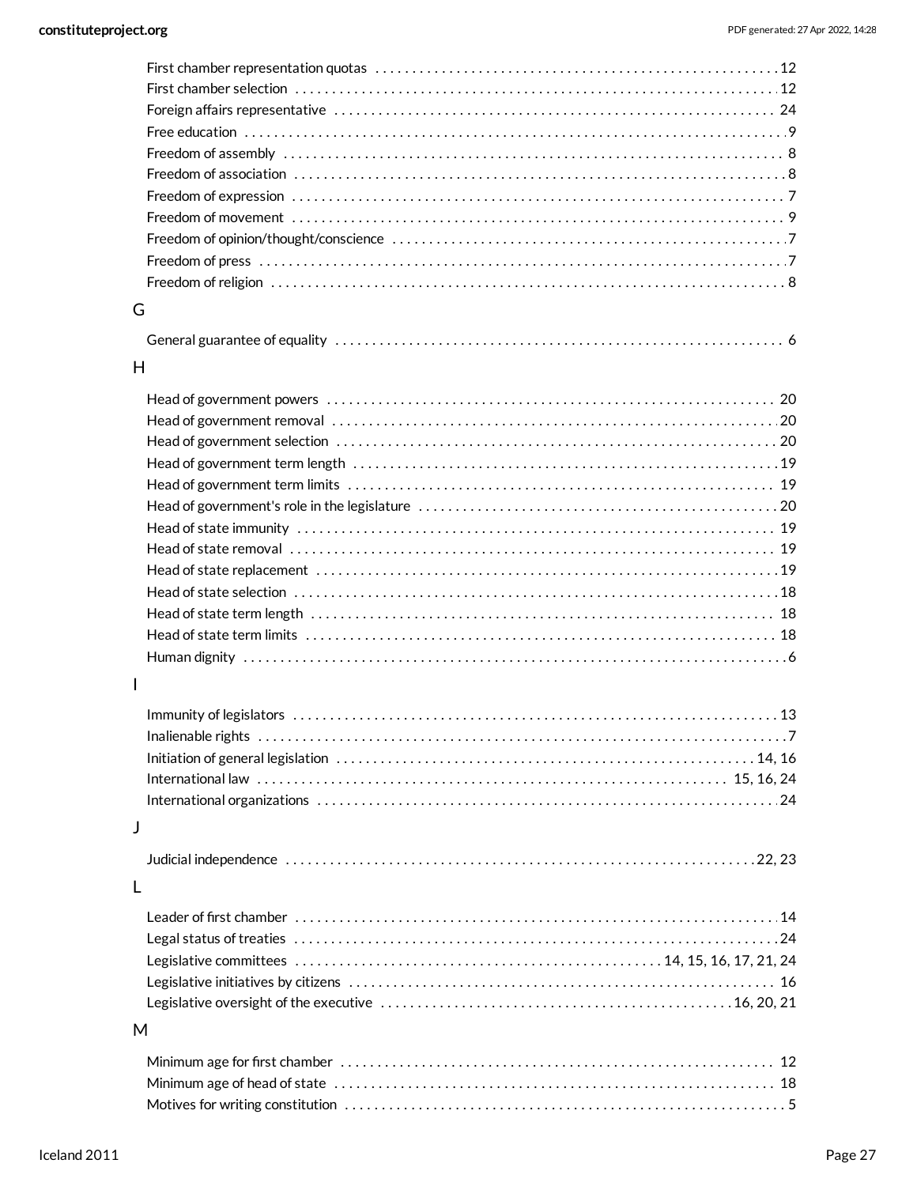First chamber representation quotas . . . . . . . . . . 12
First chamber selection . . . . . . . . . . 12
Foreign affairs representative . . . . . . . . . . 24
Free education . . . . . . . . . . 9
Freedom of assembly . . . . . . . . . . 8
Freedom of association . . . . . . . . . . 8
Freedom of expression . . . . . . . . . . 7
Freedom of movement . . . . . . . . . . 9
Freedom of opinion/thought/conscience . . . . . . . . . . 7
Freedom of press . . . . . . . . . . 7
Freedom of religion . . . . . . . . . . 8

## G

General guarantee of equality . . . . . . . . . . 6

## H

Head of government powers . . . . . . . . . . 20
Head of government removal . . . . . . . . . . 20
Head of government selection . . . . . . . . . . 20
Head of government term length . . . . . . . . . . 19
Head of government term limits . . . . . . . . . . 19
Head of government's role in the legislature . . . . . . . . . . 20
Head of state immunity . . . . . . . . . . 19
Head of state removal . . . . . . . . . . 19
Head of state replacement . . . . . . . . . . 19
Head of state selection . . . . . . . . . . 18
Head of state term length . . . . . . . . . . 18
Head of state term limits . . . . . . . . . . 18
Human dignity . . . . . . . . . . 6

## I

Immunity of legislators . . . . . . . . . . 13
Inalienable rights . . . . . . . . . . 7
Initiation of general legislation . . . . . . . . . . 14, 16
International law . . . . . . . . . . 15, 16, 24
International organizations . . . . . . . . . . 24

## J

Judicial independence . . . . . . . . . . 22, 23

## L

Leader of first chamber . . . . . . . . . . 14
Legal status of treaties . . . . . . . . . . 24
Legislative committees . . . . . . . . . . 14, 15, 16, 17, 21, 24
Legislative initiatives by citizens . . . . . . . . . . 16
Legislative oversight of the executive . . . . . . . . . . 16, 20, 21

## M

Minimum age for first chamber . . . . . . . . . . 12
Minimum age of head of state . . . . . . . . . . 18
Motives for writing constitution . . . . . . . . . . 5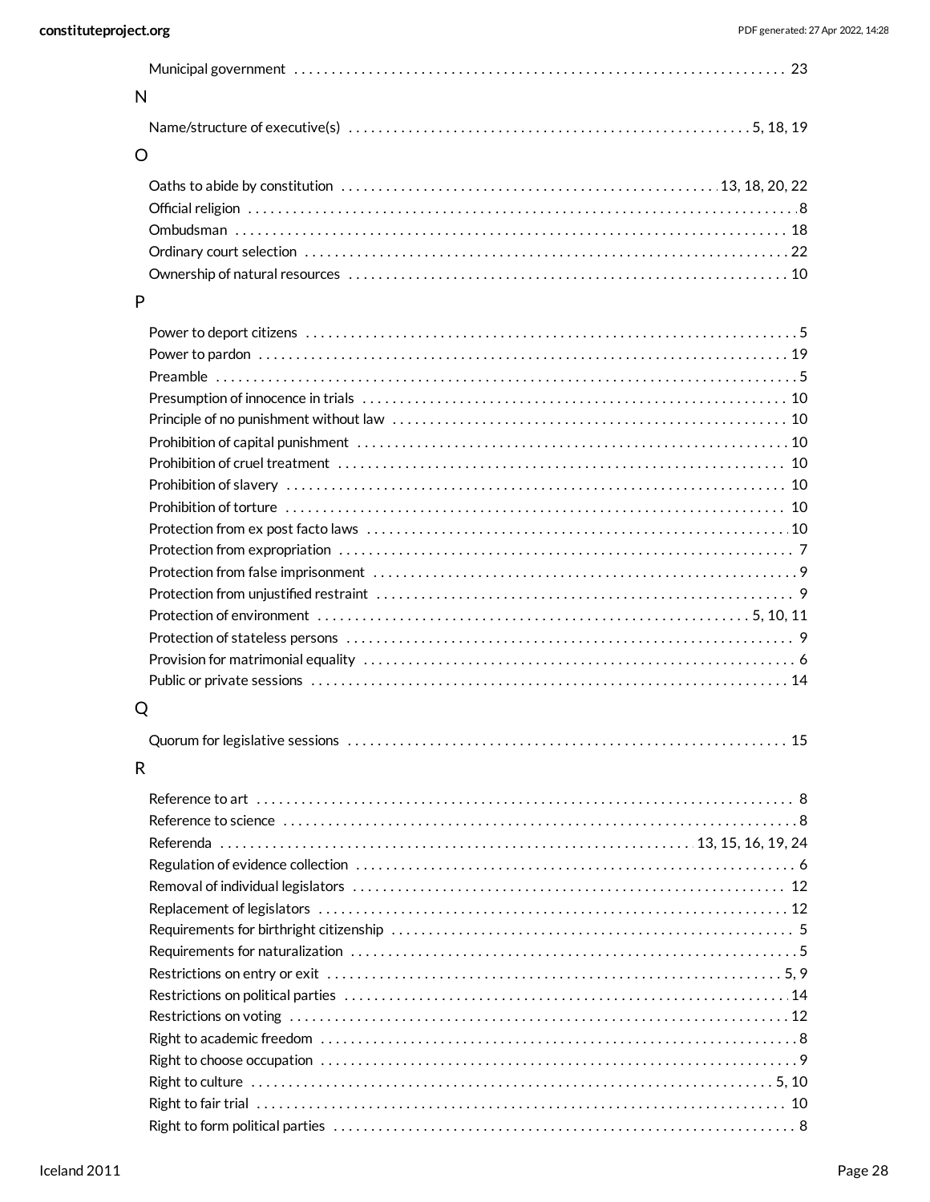Municipal government . . . . . . . . . . . . . . . . . . . . . . . . . . . . . . . . . . . 23

N

Name/structure of executive(s) . . . . . . . . . . . . . . . . . . . . . . . . . . . . 5, 18, 19

O

Oaths to abide by constitution . . . . . . . . . . . . . . . . . . . . . . . . . . 13, 18, 20, 22
Official religion . . . . . . . . . . . . . . . . . . . . . . . . . . . . . . . . . . . 8
Ombudsman . . . . . . . . . . . . . . . . . . . . . . . . . . . . . . . . . . . 18
Ordinary court selection . . . . . . . . . . . . . . . . . . . . . . . . . . . . . . . 22
Ownership of natural resources . . . . . . . . . . . . . . . . . . . . . . . . . . . . 10

P

Power to deport citizens . . . . . . . . . . . . . . . . . . . . . . . . . . . . . . . 5
Power to pardon . . . . . . . . . . . . . . . . . . . . . . . . . . . . . . . . . . . 19
Preamble . . . . . . . . . . . . . . . . . . . . . . . . . . . . . . . . . . . 5
Presumption of innocence in trials . . . . . . . . . . . . . . . . . . . . . . . . . . 10
Principle of no punishment without law . . . . . . . . . . . . . . . . . . . . . . . 10
Prohibition of capital punishment . . . . . . . . . . . . . . . . . . . . . . . . . . 10
Prohibition of cruel treatment . . . . . . . . . . . . . . . . . . . . . . . . . . . 10
Prohibition of slavery . . . . . . . . . . . . . . . . . . . . . . . . . . . . . . . . 10
Prohibition of torture . . . . . . . . . . . . . . . . . . . . . . . . . . . . . . . . 10
Protection from ex post facto laws . . . . . . . . . . . . . . . . . . . . . . . . . 10
Protection from expropriation . . . . . . . . . . . . . . . . . . . . . . . . . . . . 7
Protection from false imprisonment . . . . . . . . . . . . . . . . . . . . . . . . . 9
Protection from unjustified restraint . . . . . . . . . . . . . . . . . . . . . . . . . 9
Protection of environment . . . . . . . . . . . . . . . . . . . . . . . . . . . 5, 10, 11
Protection of stateless persons . . . . . . . . . . . . . . . . . . . . . . . . . . . 9
Provision for matrimonial equality . . . . . . . . . . . . . . . . . . . . . . . . . . 6
Public or private sessions . . . . . . . . . . . . . . . . . . . . . . . . . . . . . . 14

Q

Quorum for legislative sessions . . . . . . . . . . . . . . . . . . . . . . . . . . . 15

R

Reference to art . . . . . . . . . . . . . . . . . . . . . . . . . . . . . . . . . . 8
Reference to science . . . . . . . . . . . . . . . . . . . . . . . . . . . . . . . . 8
Referenda . . . . . . . . . . . . . . . . . . . . . . . . . . . . . . . 13, 15, 16, 19, 24
Regulation of evidence collection . . . . . . . . . . . . . . . . . . . . . . . . . . 6
Removal of individual legislators . . . . . . . . . . . . . . . . . . . . . . . . . . 12
Replacement of legislators . . . . . . . . . . . . . . . . . . . . . . . . . . . . . 12
Requirements for birthright citizenship . . . . . . . . . . . . . . . . . . . . . . . 5
Requirements for naturalization . . . . . . . . . . . . . . . . . . . . . . . . . . . 5
Restrictions on entry or exit . . . . . . . . . . . . . . . . . . . . . . . . . . . . 5, 9
Restrictions on political parties . . . . . . . . . . . . . . . . . . . . . . . . . . . 14
Restrictions on voting . . . . . . . . . . . . . . . . . . . . . . . . . . . . . . . . 12
Right to academic freedom . . . . . . . . . . . . . . . . . . . . . . . . . . . . . 8
Right to choose occupation . . . . . . . . . . . . . . . . . . . . . . . . . . . . . 9
Right to culture . . . . . . . . . . . . . . . . . . . . . . . . . . . . . . . . . 5, 10
Right to fair trial . . . . . . . . . . . . . . . . . . . . . . . . . . . . . . . . . 10
Right to form political parties . . . . . . . . . . . . . . . . . . . . . . . . . . . . 8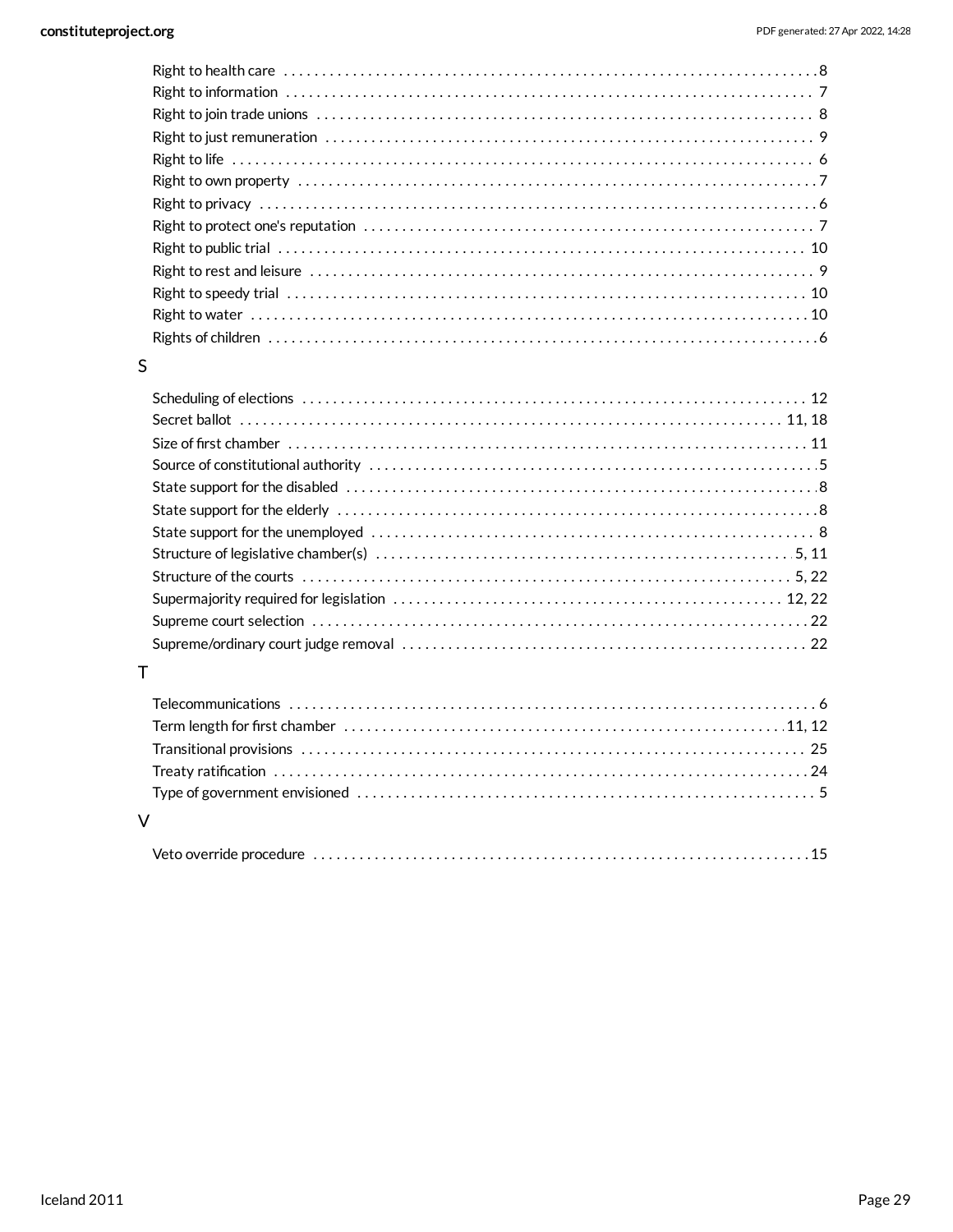Right to health care . . . . . . . . . . 8
Right to information . . . . . . . . . . 7
Right to join trade unions . . . . . . . . . . 8
Right to just remuneration . . . . . . . . . . 9
Right to life . . . . . . . . . . 6
Right to own property . . . . . . . . . . 7
Right to privacy . . . . . . . . . . 6
Right to protect one's reputation . . . . . . . . . . 7
Right to public trial . . . . . . . . . . 10
Right to rest and leisure . . . . . . . . . . 9
Right to speedy trial . . . . . . . . . . 10
Right to water . . . . . . . . . . 10
Rights of children . . . . . . . . . . 6

S

Scheduling of elections . . . . . . . . . . 12
Secret ballot . . . . . . . . . . 11, 18
Size of first chamber . . . . . . . . . . 11
Source of constitutional authority . . . . . . . . . . 5
State support for the disabled . . . . . . . . . . 8
State support for the elderly . . . . . . . . . . 8
State support for the unemployed . . . . . . . . . . 8
Structure of legislative chamber(s) . . . . . . . . . . 5, 11
Structure of the courts . . . . . . . . . . 5, 22
Supermajority required for legislation . . . . . . . . . . 12, 22
Supreme court selection . . . . . . . . . . 22
Supreme/ordinary court judge removal . . . . . . . . . . 22

T

Telecommunications . . . . . . . . . . 6
Term length for first chamber . . . . . . . . . . 11, 12
Transitional provisions . . . . . . . . . . 25
Treaty ratification . . . . . . . . . . 24
Type of government envisioned . . . . . . . . . . 5

V

Veto override procedure . . . . . . . . . . 15